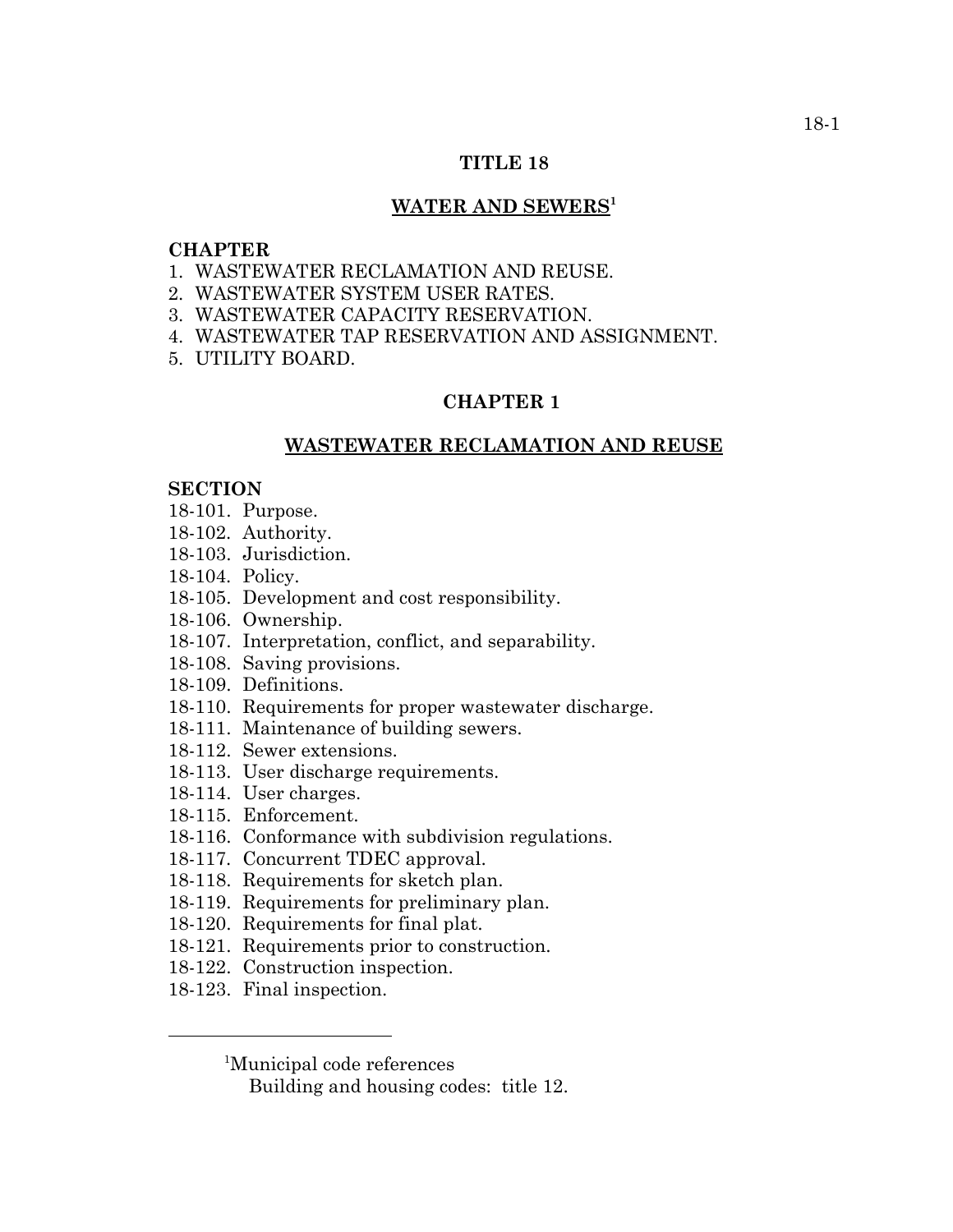# TITLE 18

## WATER AND SEWERS[1]

**CHAPTER**

1. WASTEWATER RECLAMATION AND REUSE.
2. WASTEWATER SYSTEM USER RATES.
3. WASTEWATER CAPACITY RESERVATION.
4. WASTEWATER TAP RESERVATION AND ASSIGNMENT.
5. UTILITY BOARD.

## CHAPTER 1

## WASTEWATER RECLAMATION AND REUSE

**SECTION**

18-101. Purpose.
18-102. Authority.
18-103. Jurisdiction.
18-104. Policy.
18-105. Development and cost responsibility.
18-106. Ownership.
18-107. Interpretation, conflict, and separability.
18-108. Saving provisions.
18-109. Definitions.
18-110. Requirements for proper wastewater discharge.
18-111. Maintenance of building sewers.
18-112. Sewer extensions.
18-113. User discharge requirements.
18-114. User charges.
18-115. Enforcement.
18-116. Conformance with subdivision regulations.
18-117. Concurrent TDEC approval.
18-118. Requirements for sketch plan.
18-119. Requirements for preliminary plan.
18-120. Requirements for final plat.
18-121. Requirements prior to construction.
18-122. Construction inspection.
18-123. Final inspection.

---

[1]Municipal code references

Building and housing codes: title 12.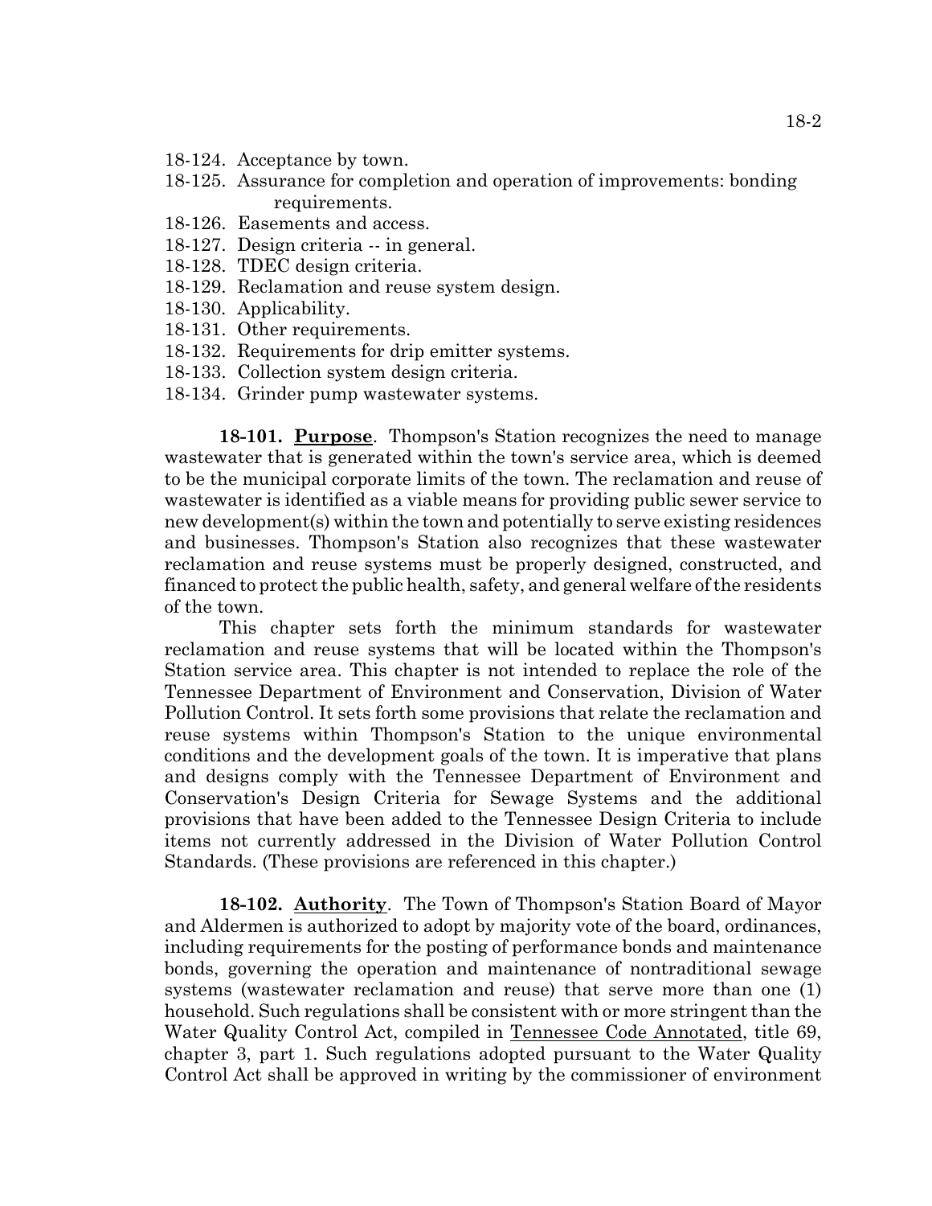18-124. Acceptance by town.
18-125. Assurance for completion and operation of improvements: bonding requirements.
18-126. Easements and access.
18-127. Design criteria -- in general.
18-128. TDEC design criteria.
18-129. Reclamation and reuse system design.
18-130. Applicability.
18-131. Other requirements.
18-132. Requirements for drip emitter systems.
18-133. Collection system design criteria.
18-134. Grinder pump wastewater systems.

**18-101. Purpose**. Thompson's Station recognizes the need to manage wastewater that is generated within the town's service area, which is deemed to be the municipal corporate limits of the town. The reclamation and reuse of wastewater is identified as a viable means for providing public sewer service to new development(s) within the town and potentially to serve existing residences and businesses. Thompson's Station also recognizes that these wastewater reclamation and reuse systems must be properly designed, constructed, and financed to protect the public health, safety, and general welfare of the residents of the town.

This chapter sets forth the minimum standards for wastewater reclamation and reuse systems that will be located within the Thompson's Station service area. This chapter is not intended to replace the role of the Tennessee Department of Environment and Conservation, Division of Water Pollution Control. It sets forth some provisions that relate the reclamation and reuse systems within Thompson's Station to the unique environmental conditions and the development goals of the town. It is imperative that plans and designs comply with the Tennessee Department of Environment and Conservation's Design Criteria for Sewage Systems and the additional provisions that have been added to the Tennessee Design Criteria to include items not currently addressed in the Division of Water Pollution Control Standards. (These provisions are referenced in this chapter.)

**18-102. Authority**. The Town of Thompson's Station Board of Mayor and Aldermen is authorized to adopt by majority vote of the board, ordinances, including requirements for the posting of performance bonds and maintenance bonds, governing the operation and maintenance of nontraditional sewage systems (wastewater reclamation and reuse) that serve more than one (1) household. Such regulations shall be consistent with or more stringent than the Water Quality Control Act, compiled in Tennessee Code Annotated, title 69, chapter 3, part 1. Such regulations adopted pursuant to the Water Quality Control Act shall be approved in writing by the commissioner of environment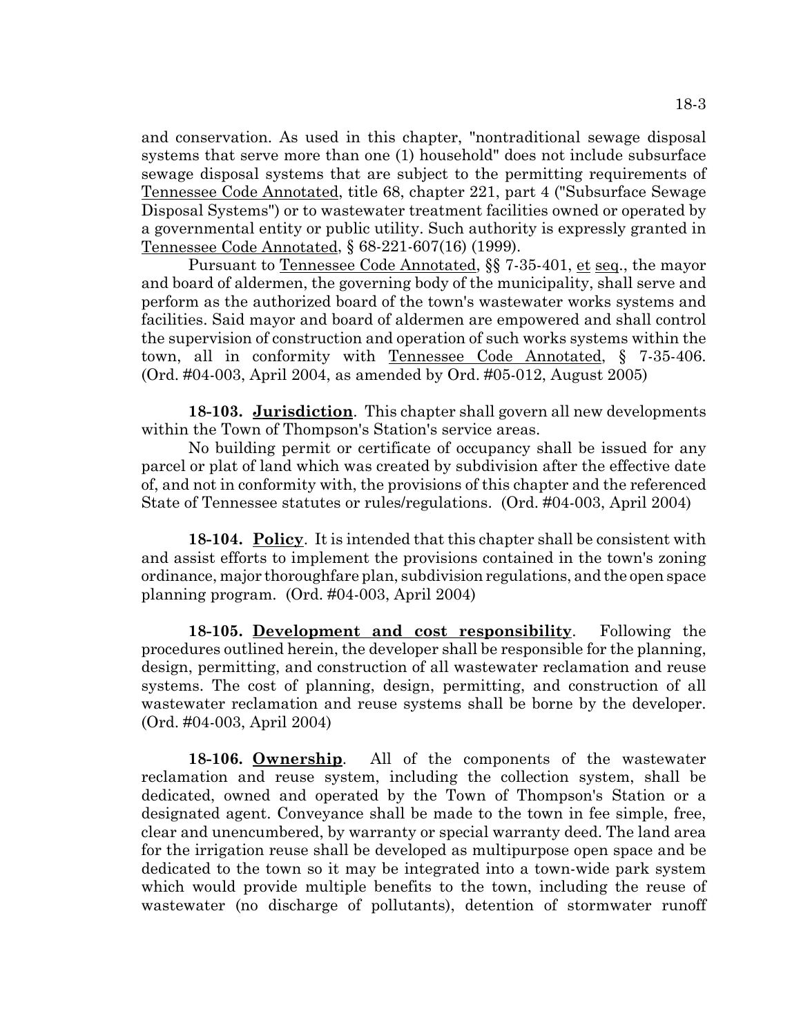and conservation. As used in this chapter, "nontraditional sewage disposal systems that serve more than one (1) household" does not include subsurface sewage disposal systems that are subject to the permitting requirements of Tennessee Code Annotated, title 68, chapter 221, part 4 ("Subsurface Sewage Disposal Systems") or to wastewater treatment facilities owned or operated by a governmental entity or public utility. Such authority is expressly granted in Tennessee Code Annotated, § 68-221-607(16) (1999).

Pursuant to Tennessee Code Annotated, §§ 7-35-401, et seq., the mayor and board of aldermen, the governing body of the municipality, shall serve and perform as the authorized board of the town's wastewater works systems and facilities. Said mayor and board of aldermen are empowered and shall control the supervision of construction and operation of such works systems within the town, all in conformity with Tennessee Code Annotated, § 7-35-406. (Ord. #04-003, April 2004, as amended by Ord. #05-012, August 2005)

**18-103. Jurisdiction**. This chapter shall govern all new developments within the Town of Thompson's Station's service areas.

No building permit or certificate of occupancy shall be issued for any parcel or plat of land which was created by subdivision after the effective date of, and not in conformity with, the provisions of this chapter and the referenced State of Tennessee statutes or rules/regulations. (Ord. #04-003, April 2004)

**18-104. Policy**. It is intended that this chapter shall be consistent with and assist efforts to implement the provisions contained in the town's zoning ordinance, major thoroughfare plan, subdivision regulations, and the open space planning program. (Ord. #04-003, April 2004)

**18-105. Development and cost responsibility**. Following the procedures outlined herein, the developer shall be responsible for the planning, design, permitting, and construction of all wastewater reclamation and reuse systems. The cost of planning, design, permitting, and construction of all wastewater reclamation and reuse systems shall be borne by the developer. (Ord. #04-003, April 2004)

**18-106. Ownership**. All of the components of the wastewater reclamation and reuse system, including the collection system, shall be dedicated, owned and operated by the Town of Thompson's Station or a designated agent. Conveyance shall be made to the town in fee simple, free, clear and unencumbered, by warranty or special warranty deed. The land area for the irrigation reuse shall be developed as multipurpose open space and be dedicated to the town so it may be integrated into a town-wide park system which would provide multiple benefits to the town, including the reuse of wastewater (no discharge of pollutants), detention of stormwater runoff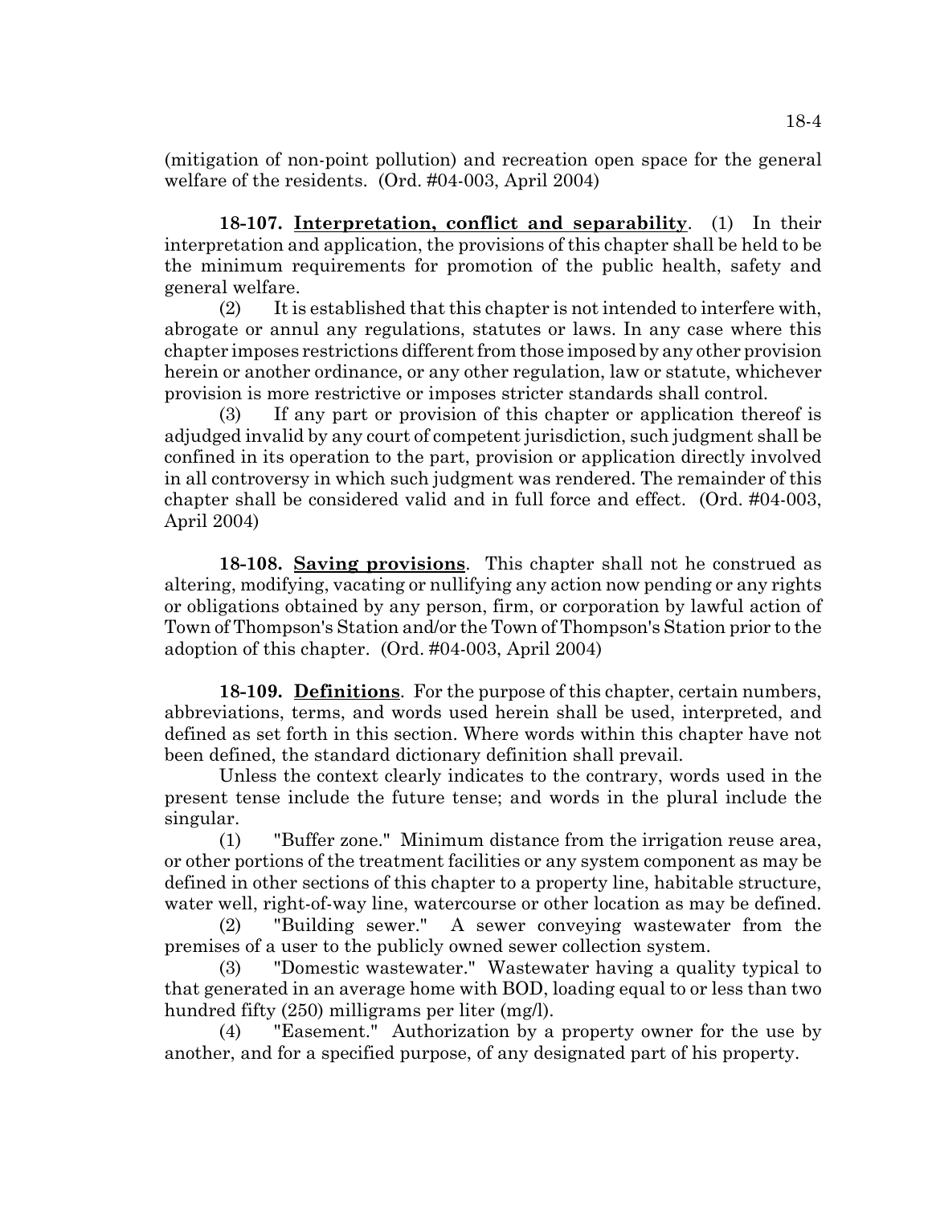(mitigation of non-point pollution) and recreation open space for the general welfare of the residents. (Ord. #04-003, April 2004)

**18-107. Interpretation, conflict and separability**. (1) In their interpretation and application, the provisions of this chapter shall be held to be the minimum requirements for promotion of the public health, safety and general welfare.

(2) It is established that this chapter is not intended to interfere with, abrogate or annul any regulations, statutes or laws. In any case where this chapter imposes restrictions different from those imposed by any other provision herein or another ordinance, or any other regulation, law or statute, whichever provision is more restrictive or imposes stricter standards shall control.

(3) If any part or provision of this chapter or application thereof is adjudged invalid by any court of competent jurisdiction, such judgment shall be confined in its operation to the part, provision or application directly involved in all controversy in which such judgment was rendered. The remainder of this chapter shall be considered valid and in full force and effect. (Ord. #04-003, April 2004)

**18-108. Saving provisions**. This chapter shall not he construed as altering, modifying, vacating or nullifying any action now pending or any rights or obligations obtained by any person, firm, or corporation by lawful action of Town of Thompson's Station and/or the Town of Thompson's Station prior to the adoption of this chapter. (Ord. #04-003, April 2004)

**18-109. Definitions**. For the purpose of this chapter, certain numbers, abbreviations, terms, and words used herein shall be used, interpreted, and defined as set forth in this section. Where words within this chapter have not been defined, the standard dictionary definition shall prevail.

Unless the context clearly indicates to the contrary, words used in the present tense include the future tense; and words in the plural include the singular.

(1) "Buffer zone." Minimum distance from the irrigation reuse area, or other portions of the treatment facilities or any system component as may be defined in other sections of this chapter to a property line, habitable structure, water well, right-of-way line, watercourse or other location as may be defined.

(2) "Building sewer." A sewer conveying wastewater from the premises of a user to the publicly owned sewer collection system.

(3) "Domestic wastewater." Wastewater having a quality typical to that generated in an average home with BOD, loading equal to or less than two hundred fifty (250) milligrams per liter (mg/l).

(4) "Easement." Authorization by a property owner for the use by another, and for a specified purpose, of any designated part of his property.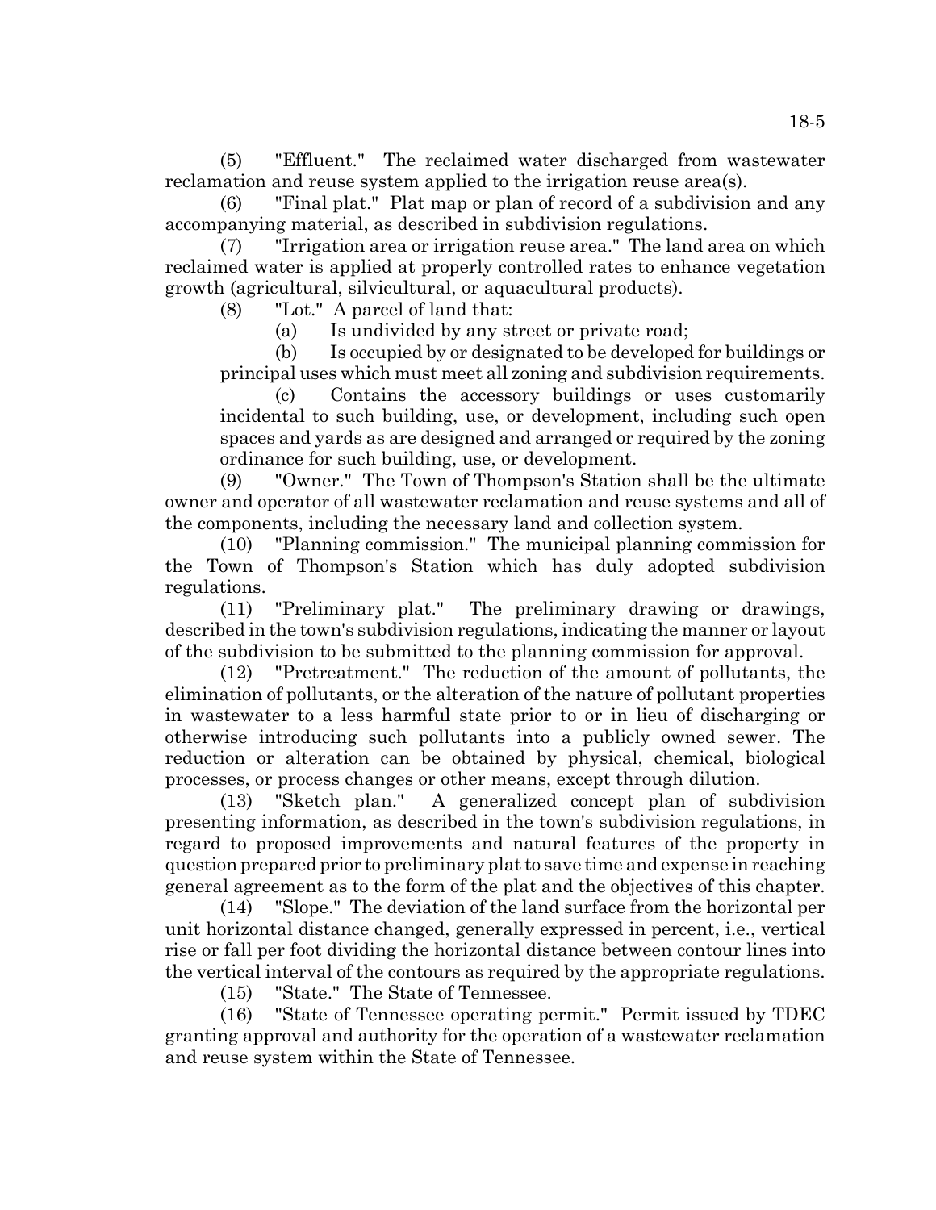(5) "Effluent." The reclaimed water discharged from wastewater reclamation and reuse system applied to the irrigation reuse area(s).

(6) "Final plat." Plat map or plan of record of a subdivision and any accompanying material, as described in subdivision regulations.

(7) "Irrigation area or irrigation reuse area." The land area on which reclaimed water is applied at properly controlled rates to enhance vegetation growth (agricultural, silvicultural, or aquacultural products).

(8) "Lot." A parcel of land that:

(a) Is undivided by any street or private road;

(b) Is occupied by or designated to be developed for buildings or principal uses which must meet all zoning and subdivision requirements.

(c) Contains the accessory buildings or uses customarily incidental to such building, use, or development, including such open spaces and yards as are designed and arranged or required by the zoning ordinance for such building, use, or development.

(9) "Owner." The Town of Thompson's Station shall be the ultimate owner and operator of all wastewater reclamation and reuse systems and all of the components, including the necessary land and collection system.

(10) "Planning commission." The municipal planning commission for the Town of Thompson's Station which has duly adopted subdivision regulations.

(11) "Preliminary plat." The preliminary drawing or drawings, described in the town's subdivision regulations, indicating the manner or layout of the subdivision to be submitted to the planning commission for approval.

(12) "Pretreatment." The reduction of the amount of pollutants, the elimination of pollutants, or the alteration of the nature of pollutant properties in wastewater to a less harmful state prior to or in lieu of discharging or otherwise introducing such pollutants into a publicly owned sewer. The reduction or alteration can be obtained by physical, chemical, biological processes, or process changes or other means, except through dilution.

(13) "Sketch plan." A generalized concept plan of subdivision presenting information, as described in the town's subdivision regulations, in regard to proposed improvements and natural features of the property in question prepared prior to preliminary plat to save time and expense in reaching general agreement as to the form of the plat and the objectives of this chapter.

(14) "Slope." The deviation of the land surface from the horizontal per unit horizontal distance changed, generally expressed in percent, i.e., vertical rise or fall per foot dividing the horizontal distance between contour lines into the vertical interval of the contours as required by the appropriate regulations.

(15) "State." The State of Tennessee.

(16) "State of Tennessee operating permit." Permit issued by TDEC granting approval and authority for the operation of a wastewater reclamation and reuse system within the State of Tennessee.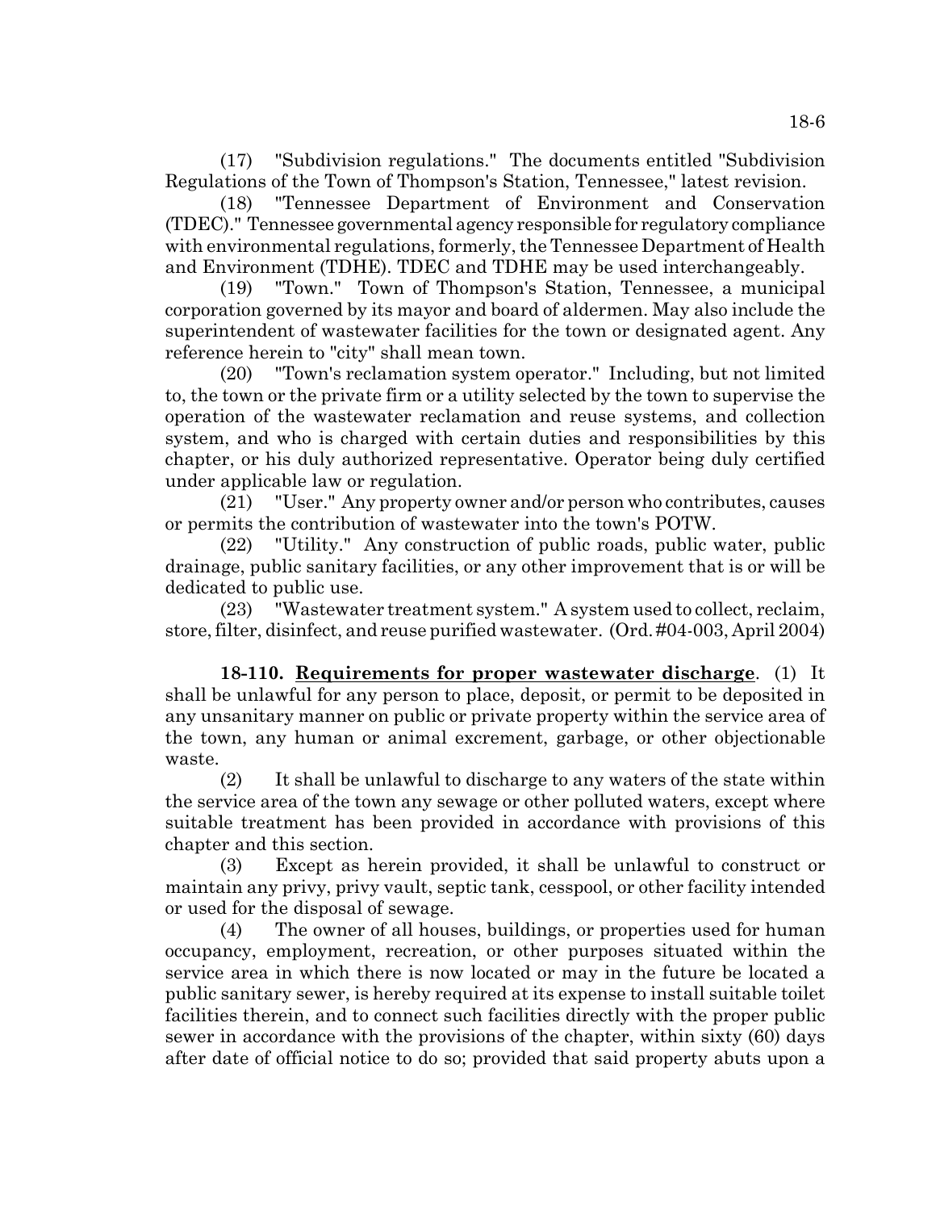(17) "Subdivision regulations." The documents entitled "Subdivision Regulations of the Town of Thompson's Station, Tennessee," latest revision.

(18) "Tennessee Department of Environment and Conservation (TDEC)." Tennessee governmental agency responsible for regulatory compliance with environmental regulations, formerly, the Tennessee Department of Health and Environment (TDHE). TDEC and TDHE may be used interchangeably.

(19) "Town." Town of Thompson's Station, Tennessee, a municipal corporation governed by its mayor and board of aldermen. May also include the superintendent of wastewater facilities for the town or designated agent. Any reference herein to "city" shall mean town.

(20) "Town's reclamation system operator." Including, but not limited to, the town or the private firm or a utility selected by the town to supervise the operation of the wastewater reclamation and reuse systems, and collection system, and who is charged with certain duties and responsibilities by this chapter, or his duly authorized representative. Operator being duly certified under applicable law or regulation.

(21) "User." Any property owner and/or person who contributes, causes or permits the contribution of wastewater into the town's POTW.

(22) "Utility." Any construction of public roads, public water, public drainage, public sanitary facilities, or any other improvement that is or will be dedicated to public use.

(23) "Wastewater treatment system." A system used to collect, reclaim, store, filter, disinfect, and reuse purified wastewater. (Ord. #04-003, April 2004)

**18-110. Requirements for proper wastewater discharge**. (1) It shall be unlawful for any person to place, deposit, or permit to be deposited in any unsanitary manner on public or private property within the service area of the town, any human or animal excrement, garbage, or other objectionable waste.

(2) It shall be unlawful to discharge to any waters of the state within the service area of the town any sewage or other polluted waters, except where suitable treatment has been provided in accordance with provisions of this chapter and this section.

(3) Except as herein provided, it shall be unlawful to construct or maintain any privy, privy vault, septic tank, cesspool, or other facility intended or used for the disposal of sewage.

(4) The owner of all houses, buildings, or properties used for human occupancy, employment, recreation, or other purposes situated within the service area in which there is now located or may in the future be located a public sanitary sewer, is hereby required at its expense to install suitable toilet facilities therein, and to connect such facilities directly with the proper public sewer in accordance with the provisions of the chapter, within sixty (60) days after date of official notice to do so; provided that said property abuts upon a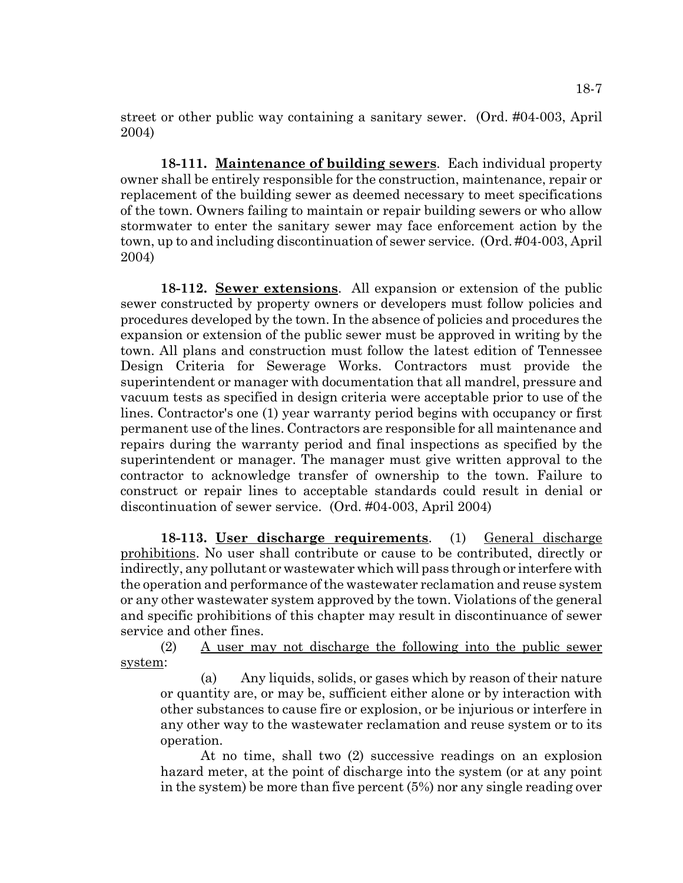street or other public way containing a sanitary sewer. (Ord. #04-003, April 2004)

**18-111. Maintenance of building sewers**. Each individual property owner shall be entirely responsible for the construction, maintenance, repair or replacement of the building sewer as deemed necessary to meet specifications of the town. Owners failing to maintain or repair building sewers or who allow stormwater to enter the sanitary sewer may face enforcement action by the town, up to and including discontinuation of sewer service. (Ord. #04-003, April 2004)

**18-112. Sewer extensions**. All expansion or extension of the public sewer constructed by property owners or developers must follow policies and procedures developed by the town. In the absence of policies and procedures the expansion or extension of the public sewer must be approved in writing by the town. All plans and construction must follow the latest edition of Tennessee Design Criteria for Sewerage Works. Contractors must provide the superintendent or manager with documentation that all mandrel, pressure and vacuum tests as specified in design criteria were acceptable prior to use of the lines. Contractor's one (1) year warranty period begins with occupancy or first permanent use of the lines. Contractors are responsible for all maintenance and repairs during the warranty period and final inspections as specified by the superintendent or manager. The manager must give written approval to the contractor to acknowledge transfer of ownership to the town. Failure to construct or repair lines to acceptable standards could result in denial or discontinuation of sewer service. (Ord. #04-003, April 2004)

**18-113. User discharge requirements**. (1) General discharge prohibitions. No user shall contribute or cause to be contributed, directly or indirectly, any pollutant or wastewater which will pass through or interfere with the operation and performance of the wastewater reclamation and reuse system or any other wastewater system approved by the town. Violations of the general and specific prohibitions of this chapter may result in discontinuance of sewer service and other fines.

(2) A user may not discharge the following into the public sewer system:

(a) Any liquids, solids, or gases which by reason of their nature or quantity are, or may be, sufficient either alone or by interaction with other substances to cause fire or explosion, or be injurious or interfere in any other way to the wastewater reclamation and reuse system or to its operation.

At no time, shall two (2) successive readings on an explosion hazard meter, at the point of discharge into the system (or at any point in the system) be more than five percent (5%) nor any single reading over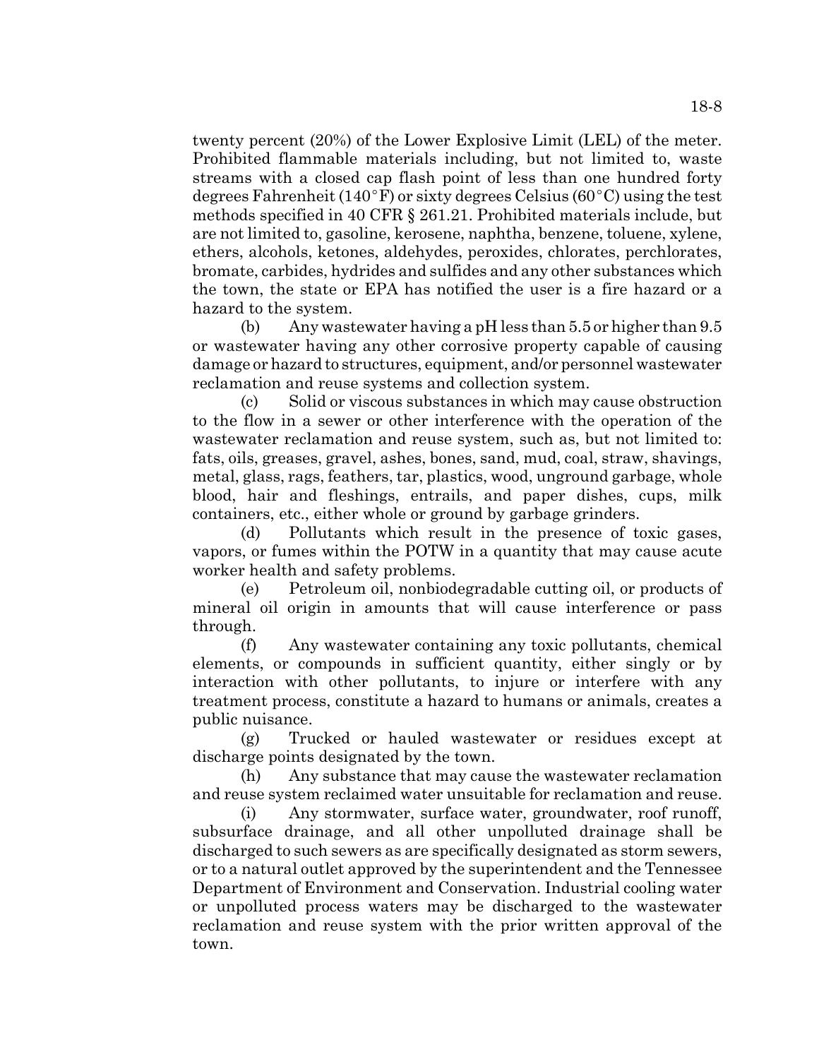twenty percent (20%) of the Lower Explosive Limit (LEL) of the meter. Prohibited flammable materials including, but not limited to, waste streams with a closed cap flash point of less than one hundred forty degrees Fahrenheit (140°F) or sixty degrees Celsius (60°C) using the test methods specified in 40 CFR § 261.21. Prohibited materials include, but are not limited to, gasoline, kerosene, naphtha, benzene, toluene, xylene, ethers, alcohols, ketones, aldehydes, peroxides, chlorates, perchlorates, bromate, carbides, hydrides and sulfides and any other substances which the town, the state or EPA has notified the user is a fire hazard or a hazard to the system.

(b) Any wastewater having a pH less than 5.5 or higher than 9.5 or wastewater having any other corrosive property capable of causing damage or hazard to structures, equipment, and/or personnel wastewater reclamation and reuse systems and collection system.

(c) Solid or viscous substances in which may cause obstruction to the flow in a sewer or other interference with the operation of the wastewater reclamation and reuse system, such as, but not limited to: fats, oils, greases, gravel, ashes, bones, sand, mud, coal, straw, shavings, metal, glass, rags, feathers, tar, plastics, wood, unground garbage, whole blood, hair and fleshings, entrails, and paper dishes, cups, milk containers, etc., either whole or ground by garbage grinders.

(d) Pollutants which result in the presence of toxic gases, vapors, or fumes within the POTW in a quantity that may cause acute worker health and safety problems.

(e) Petroleum oil, nonbiodegradable cutting oil, or products of mineral oil origin in amounts that will cause interference or pass through.

(f) Any wastewater containing any toxic pollutants, chemical elements, or compounds in sufficient quantity, either singly or by interaction with other pollutants, to injure or interfere with any treatment process, constitute a hazard to humans or animals, creates a public nuisance.

(g) Trucked or hauled wastewater or residues except at discharge points designated by the town.

(h) Any substance that may cause the wastewater reclamation and reuse system reclaimed water unsuitable for reclamation and reuse.

(i) Any stormwater, surface water, groundwater, roof runoff, subsurface drainage, and all other unpolluted drainage shall be discharged to such sewers as are specifically designated as storm sewers, or to a natural outlet approved by the superintendent and the Tennessee Department of Environment and Conservation. Industrial cooling water or unpolluted process waters may be discharged to the wastewater reclamation and reuse system with the prior written approval of the town.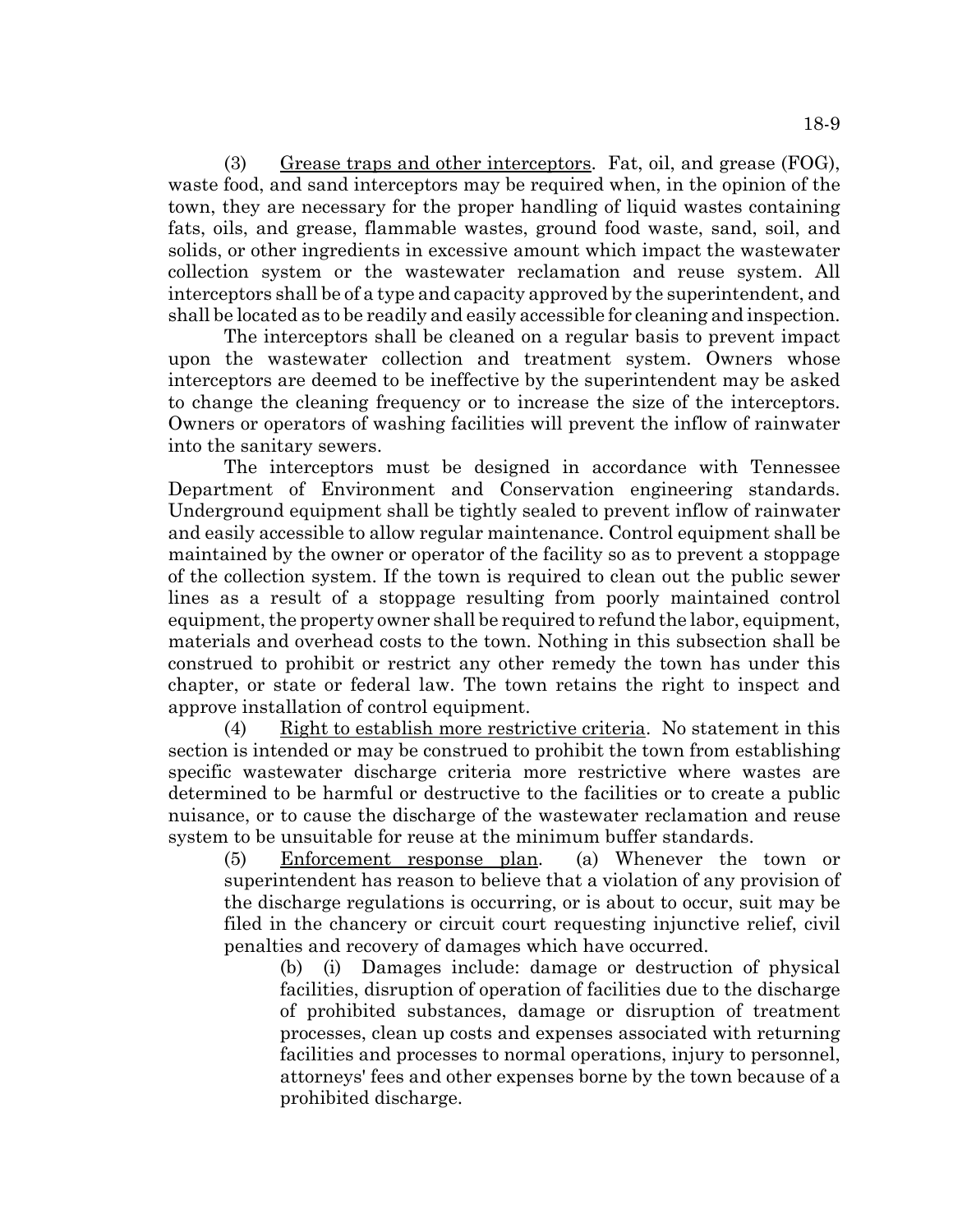(3) Grease traps and other interceptors. Fat, oil, and grease (FOG), waste food, and sand interceptors may be required when, in the opinion of the town, they are necessary for the proper handling of liquid wastes containing fats, oils, and grease, flammable wastes, ground food waste, sand, soil, and solids, or other ingredients in excessive amount which impact the wastewater collection system or the wastewater reclamation and reuse system. All interceptors shall be of a type and capacity approved by the superintendent, and shall be located as to be readily and easily accessible for cleaning and inspection.

The interceptors shall be cleaned on a regular basis to prevent impact upon the wastewater collection and treatment system. Owners whose interceptors are deemed to be ineffective by the superintendent may be asked to change the cleaning frequency or to increase the size of the interceptors. Owners or operators of washing facilities will prevent the inflow of rainwater into the sanitary sewers.

The interceptors must be designed in accordance with Tennessee Department of Environment and Conservation engineering standards. Underground equipment shall be tightly sealed to prevent inflow of rainwater and easily accessible to allow regular maintenance. Control equipment shall be maintained by the owner or operator of the facility so as to prevent a stoppage of the collection system. If the town is required to clean out the public sewer lines as a result of a stoppage resulting from poorly maintained control equipment, the property owner shall be required to refund the labor, equipment, materials and overhead costs to the town. Nothing in this subsection shall be construed to prohibit or restrict any other remedy the town has under this chapter, or state or federal law. The town retains the right to inspect and approve installation of control equipment.

(4) Right to establish more restrictive criteria. No statement in this section is intended or may be construed to prohibit the town from establishing specific wastewater discharge criteria more restrictive where wastes are determined to be harmful or destructive to the facilities or to create a public nuisance, or to cause the discharge of the wastewater reclamation and reuse system to be unsuitable for reuse at the minimum buffer standards.

(5) Enforcement response plan. (a) Whenever the town or superintendent has reason to believe that a violation of any provision of the discharge regulations is occurring, or is about to occur, suit may be filed in the chancery or circuit court requesting injunctive relief, civil penalties and recovery of damages which have occurred.

(b) (i) Damages include: damage or destruction of physical facilities, disruption of operation of facilities due to the discharge of prohibited substances, damage or disruption of treatment processes, clean up costs and expenses associated with returning facilities and processes to normal operations, injury to personnel, attorneys' fees and other expenses borne by the town because of a prohibited discharge.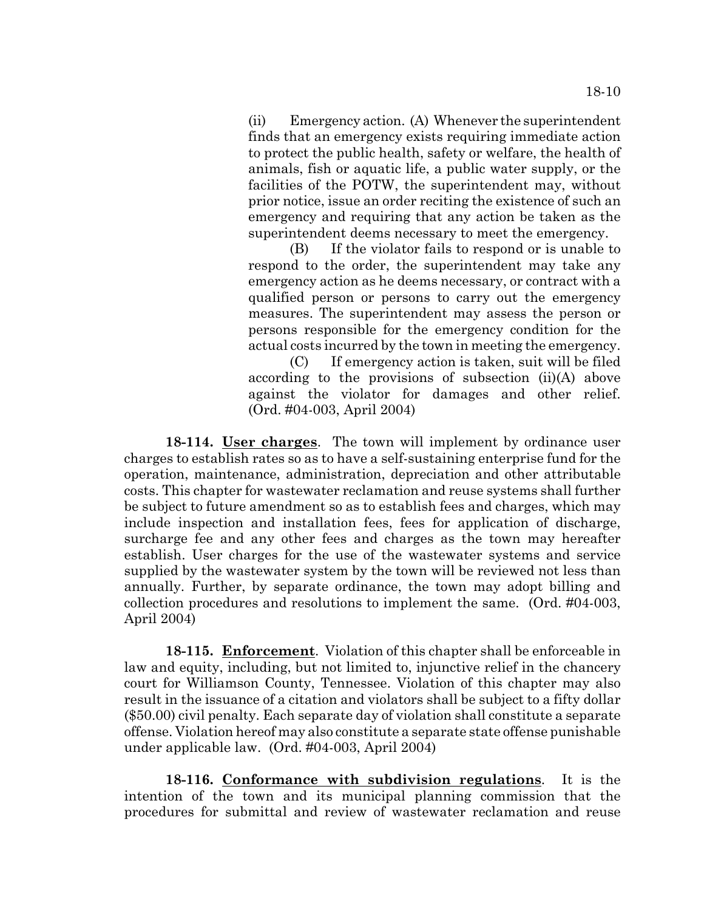(ii) Emergency action. (A) Whenever the superintendent finds that an emergency exists requiring immediate action to protect the public health, safety or welfare, the health of animals, fish or aquatic life, a public water supply, or the facilities of the POTW, the superintendent may, without prior notice, issue an order reciting the existence of such an emergency and requiring that any action be taken as the superintendent deems necessary to meet the emergency.

(B) If the violator fails to respond or is unable to respond to the order, the superintendent may take any emergency action as he deems necessary, or contract with a qualified person or persons to carry out the emergency measures. The superintendent may assess the person or persons responsible for the emergency condition for the actual costs incurred by the town in meeting the emergency.

(C) If emergency action is taken, suit will be filed according to the provisions of subsection (ii)(A) above against the violator for damages and other relief. (Ord. #04-003, April 2004)

**18-114. User charges**. The town will implement by ordinance user charges to establish rates so as to have a self-sustaining enterprise fund for the operation, maintenance, administration, depreciation and other attributable costs. This chapter for wastewater reclamation and reuse systems shall further be subject to future amendment so as to establish fees and charges, which may include inspection and installation fees, fees for application of discharge, surcharge fee and any other fees and charges as the town may hereafter establish. User charges for the use of the wastewater systems and service supplied by the wastewater system by the town will be reviewed not less than annually. Further, by separate ordinance, the town may adopt billing and collection procedures and resolutions to implement the same. (Ord. #04-003, April 2004)

**18-115. Enforcement**. Violation of this chapter shall be enforceable in law and equity, including, but not limited to, injunctive relief in the chancery court for Williamson County, Tennessee. Violation of this chapter may also result in the issuance of a citation and violators shall be subject to a fifty dollar ($50.00) civil penalty. Each separate day of violation shall constitute a separate offense. Violation hereof may also constitute a separate state offense punishable under applicable law. (Ord. #04-003, April 2004)

**18-116. Conformance with subdivision regulations**. It is the intention of the town and its municipal planning commission that the procedures for submittal and review of wastewater reclamation and reuse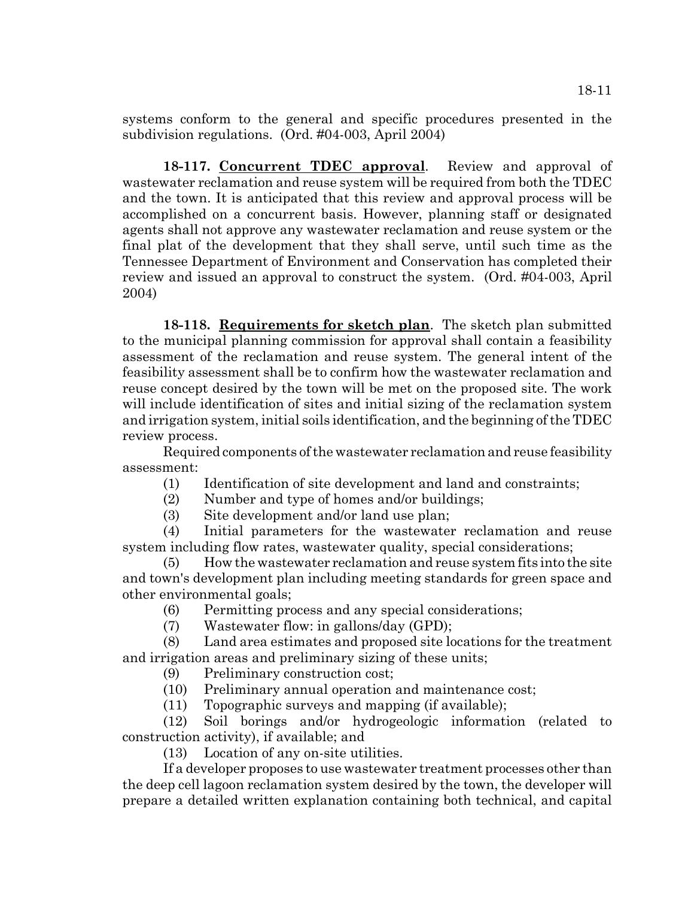systems conform to the general and specific procedures presented in the subdivision regulations. (Ord. #04-003, April 2004)

**18-117. Concurrent TDEC approval**. Review and approval of wastewater reclamation and reuse system will be required from both the TDEC and the town. It is anticipated that this review and approval process will be accomplished on a concurrent basis. However, planning staff or designated agents shall not approve any wastewater reclamation and reuse system or the final plat of the development that they shall serve, until such time as the Tennessee Department of Environment and Conservation has completed their review and issued an approval to construct the system. (Ord. #04-003, April 2004)

**18-118. Requirements for sketch plan**. The sketch plan submitted to the municipal planning commission for approval shall contain a feasibility assessment of the reclamation and reuse system. The general intent of the feasibility assessment shall be to confirm how the wastewater reclamation and reuse concept desired by the town will be met on the proposed site. The work will include identification of sites and initial sizing of the reclamation system and irrigation system, initial soils identification, and the beginning of the TDEC review process.

Required components of the wastewater reclamation and reuse feasibility assessment:

(1) Identification of site development and land and constraints;

(2) Number and type of homes and/or buildings;

(3) Site development and/or land use plan;

(4) Initial parameters for the wastewater reclamation and reuse system including flow rates, wastewater quality, special considerations;

(5) How the wastewater reclamation and reuse system fits into the site and town's development plan including meeting standards for green space and other environmental goals;

(6) Permitting process and any special considerations;

(7) Wastewater flow: in gallons/day (GPD);

(8) Land area estimates and proposed site locations for the treatment and irrigation areas and preliminary sizing of these units;

(9) Preliminary construction cost;

(10) Preliminary annual operation and maintenance cost;

(11) Topographic surveys and mapping (if available);

(12) Soil borings and/or hydrogeologic information (related to construction activity), if available; and

(13) Location of any on-site utilities.

If a developer proposes to use wastewater treatment processes other than the deep cell lagoon reclamation system desired by the town, the developer will prepare a detailed written explanation containing both technical, and capital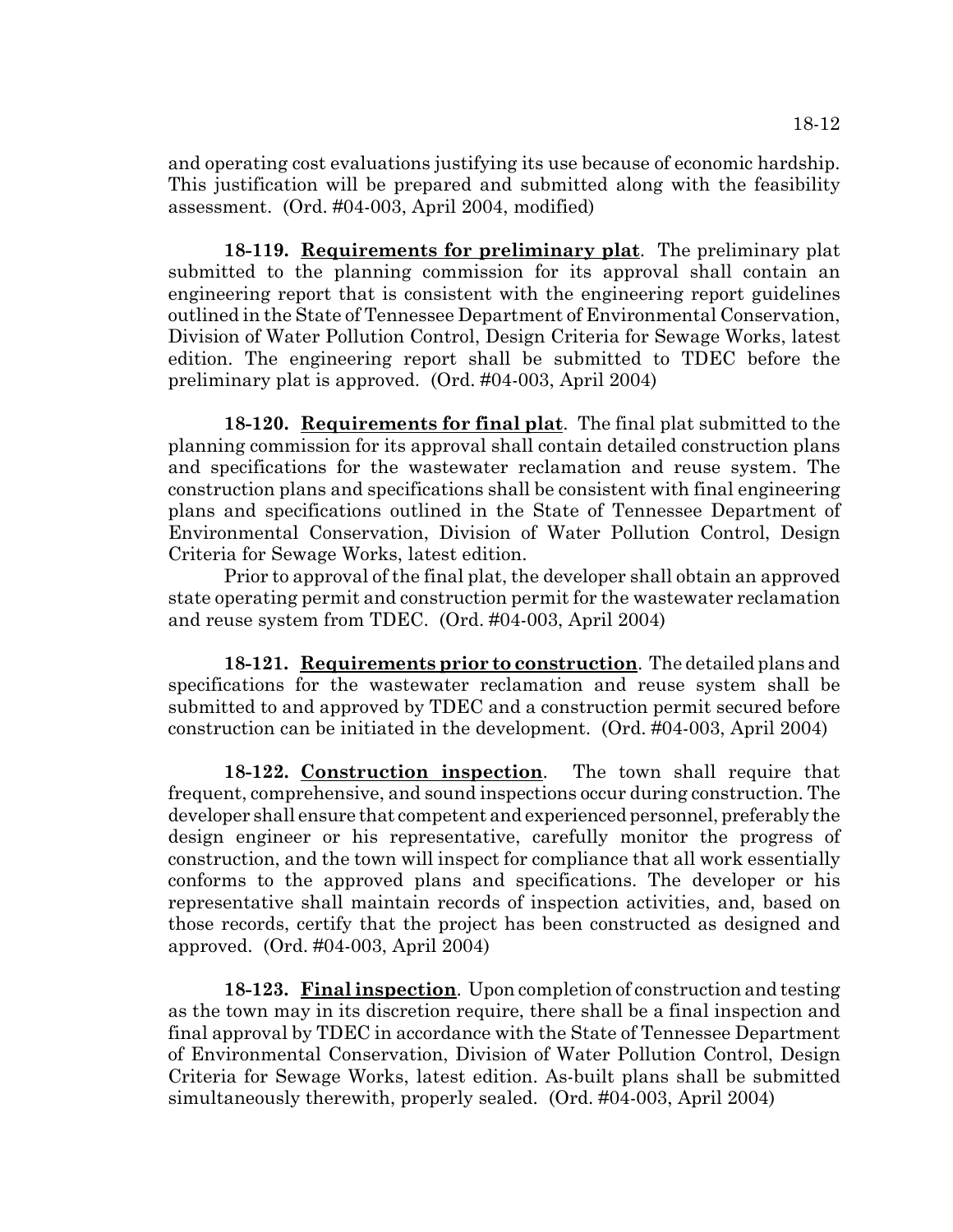and operating cost evaluations justifying its use because of economic hardship. This justification will be prepared and submitted along with the feasibility assessment. (Ord. #04-003, April 2004, modified)

**18-119. Requirements for preliminary plat**. The preliminary plat submitted to the planning commission for its approval shall contain an engineering report that is consistent with the engineering report guidelines outlined in the State of Tennessee Department of Environmental Conservation, Division of Water Pollution Control, Design Criteria for Sewage Works, latest edition. The engineering report shall be submitted to TDEC before the preliminary plat is approved. (Ord. #04-003, April 2004)

**18-120. Requirements for final plat**. The final plat submitted to the planning commission for its approval shall contain detailed construction plans and specifications for the wastewater reclamation and reuse system. The construction plans and specifications shall be consistent with final engineering plans and specifications outlined in the State of Tennessee Department of Environmental Conservation, Division of Water Pollution Control, Design Criteria for Sewage Works, latest edition.

Prior to approval of the final plat, the developer shall obtain an approved state operating permit and construction permit for the wastewater reclamation and reuse system from TDEC. (Ord. #04-003, April 2004)

**18-121. Requirements prior to construction**. The detailed plans and specifications for the wastewater reclamation and reuse system shall be submitted to and approved by TDEC and a construction permit secured before construction can be initiated in the development. (Ord. #04-003, April 2004)

**18-122. Construction inspection**. The town shall require that frequent, comprehensive, and sound inspections occur during construction. The developer shall ensure that competent and experienced personnel, preferably the design engineer or his representative, carefully monitor the progress of construction, and the town will inspect for compliance that all work essentially conforms to the approved plans and specifications. The developer or his representative shall maintain records of inspection activities, and, based on those records, certify that the project has been constructed as designed and approved. (Ord. #04-003, April 2004)

**18-123. Final inspection**. Upon completion of construction and testing as the town may in its discretion require, there shall be a final inspection and final approval by TDEC in accordance with the State of Tennessee Department of Environmental Conservation, Division of Water Pollution Control, Design Criteria for Sewage Works, latest edition. As-built plans shall be submitted simultaneously therewith, properly sealed. (Ord. #04-003, April 2004)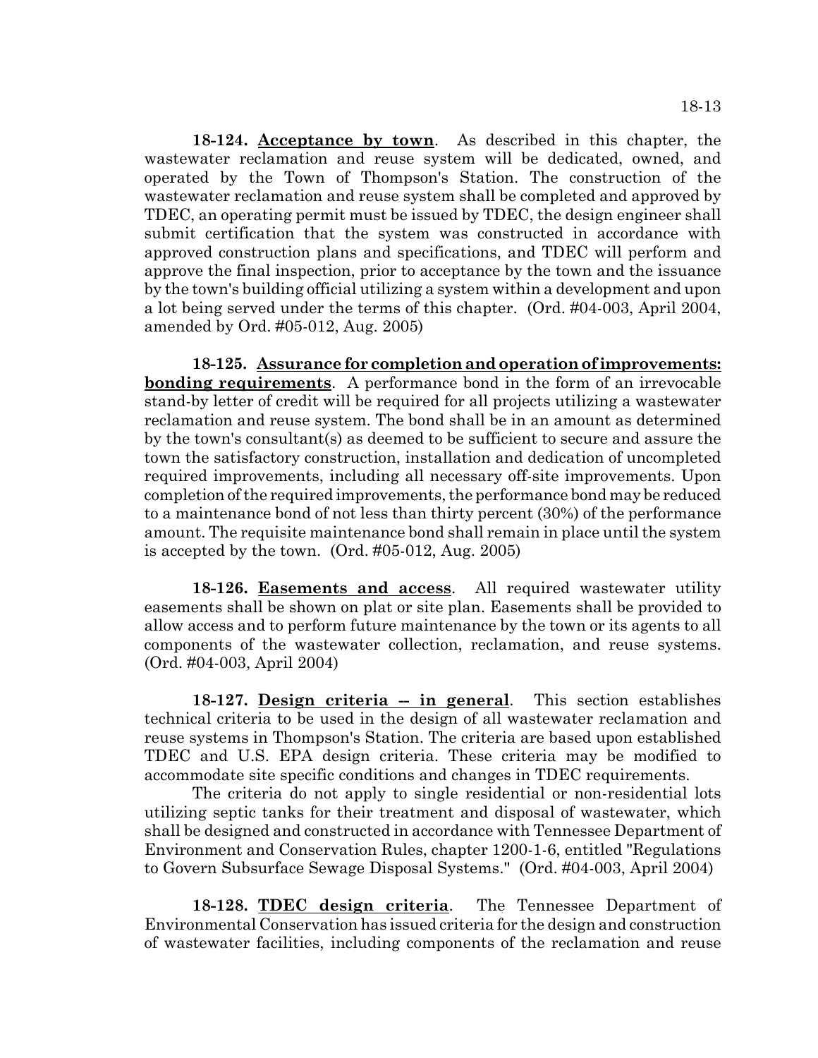**18-124. Acceptance by town**. As described in this chapter, the wastewater reclamation and reuse system will be dedicated, owned, and operated by the Town of Thompson's Station. The construction of the wastewater reclamation and reuse system shall be completed and approved by TDEC, an operating permit must be issued by TDEC, the design engineer shall submit certification that the system was constructed in accordance with approved construction plans and specifications, and TDEC will perform and approve the final inspection, prior to acceptance by the town and the issuance by the town's building official utilizing a system within a development and upon a lot being served under the terms of this chapter. (Ord. #04-003, April 2004, amended by Ord. #05-012, Aug. 2005)

**18-125. Assurance for completion and operation of improvements: bonding requirements**. A performance bond in the form of an irrevocable stand-by letter of credit will be required for all projects utilizing a wastewater reclamation and reuse system. The bond shall be in an amount as determined by the town's consultant(s) as deemed to be sufficient to secure and assure the town the satisfactory construction, installation and dedication of uncompleted required improvements, including all necessary off-site improvements. Upon completion of the required improvements, the performance bond may be reduced to a maintenance bond of not less than thirty percent (30%) of the performance amount. The requisite maintenance bond shall remain in place until the system is accepted by the town. (Ord. #05-012, Aug. 2005)

**18-126. Easements and access**. All required wastewater utility easements shall be shown on plat or site plan. Easements shall be provided to allow access and to perform future maintenance by the town or its agents to all components of the wastewater collection, reclamation, and reuse systems. (Ord. #04-003, April 2004)

**18-127. Design criteria -- in general**. This section establishes technical criteria to be used in the design of all wastewater reclamation and reuse systems in Thompson's Station. The criteria are based upon established TDEC and U.S. EPA design criteria. These criteria may be modified to accommodate site specific conditions and changes in TDEC requirements.

The criteria do not apply to single residential or non-residential lots utilizing septic tanks for their treatment and disposal of wastewater, which shall be designed and constructed in accordance with Tennessee Department of Environment and Conservation Rules, chapter 1200-1-6, entitled "Regulations to Govern Subsurface Sewage Disposal Systems." (Ord. #04-003, April 2004)

**18-128. TDEC design criteria**. The Tennessee Department of Environmental Conservation has issued criteria for the design and construction of wastewater facilities, including components of the reclamation and reuse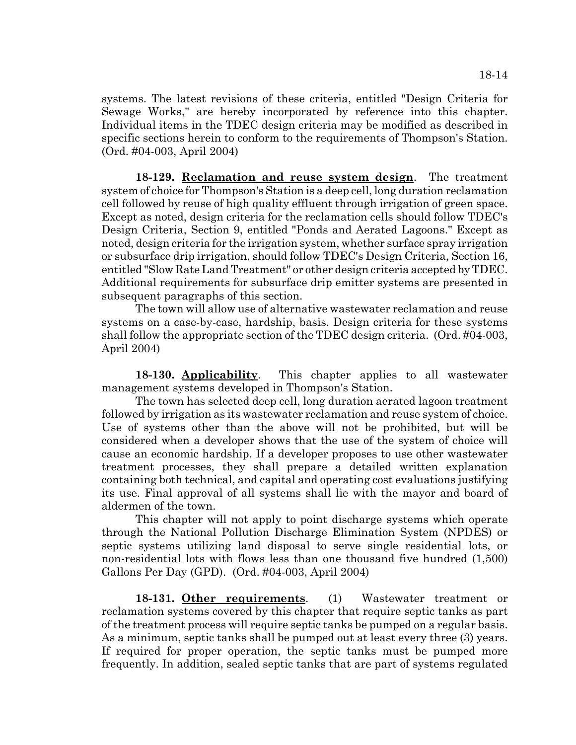systems. The latest revisions of these criteria, entitled "Design Criteria for Sewage Works," are hereby incorporated by reference into this chapter. Individual items in the TDEC design criteria may be modified as described in specific sections herein to conform to the requirements of Thompson's Station. (Ord. #04-003, April 2004)

**18-129. Reclamation and reuse system design**. The treatment system of choice for Thompson's Station is a deep cell, long duration reclamation cell followed by reuse of high quality effluent through irrigation of green space. Except as noted, design criteria for the reclamation cells should follow TDEC's Design Criteria, Section 9, entitled "Ponds and Aerated Lagoons." Except as noted, design criteria for the irrigation system, whether surface spray irrigation or subsurface drip irrigation, should follow TDEC's Design Criteria, Section 16, entitled "Slow Rate Land Treatment" or other design criteria accepted by TDEC. Additional requirements for subsurface drip emitter systems are presented in subsequent paragraphs of this section.

The town will allow use of alternative wastewater reclamation and reuse systems on a case-by-case, hardship, basis. Design criteria for these systems shall follow the appropriate section of the TDEC design criteria. (Ord. #04-003, April 2004)

**18-130. Applicability**. This chapter applies to all wastewater management systems developed in Thompson's Station.

The town has selected deep cell, long duration aerated lagoon treatment followed by irrigation as its wastewater reclamation and reuse system of choice. Use of systems other than the above will not be prohibited, but will be considered when a developer shows that the use of the system of choice will cause an economic hardship. If a developer proposes to use other wastewater treatment processes, they shall prepare a detailed written explanation containing both technical, and capital and operating cost evaluations justifying its use. Final approval of all systems shall lie with the mayor and board of aldermen of the town.

This chapter will not apply to point discharge systems which operate through the National Pollution Discharge Elimination System (NPDES) or septic systems utilizing land disposal to serve single residential lots, or non-residential lots with flows less than one thousand five hundred (1,500) Gallons Per Day (GPD). (Ord. #04-003, April 2004)

**18-131. Other requirements**. (1) Wastewater treatment or reclamation systems covered by this chapter that require septic tanks as part of the treatment process will require septic tanks be pumped on a regular basis. As a minimum, septic tanks shall be pumped out at least every three (3) years. If required for proper operation, the septic tanks must be pumped more frequently. In addition, sealed septic tanks that are part of systems regulated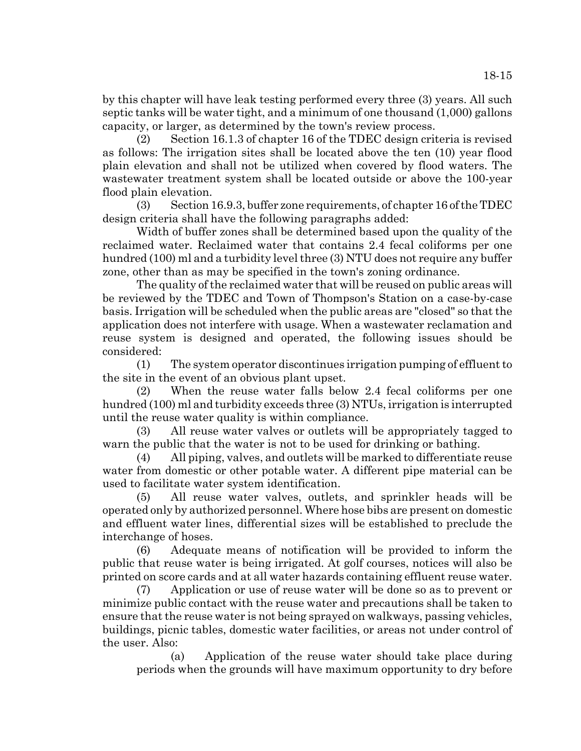by this chapter will have leak testing performed every three (3) years. All such septic tanks will be water tight, and a minimum of one thousand (1,000) gallons capacity, or larger, as determined by the town's review process.

(2) Section 16.1.3 of chapter 16 of the TDEC design criteria is revised as follows: The irrigation sites shall be located above the ten (10) year flood plain elevation and shall not be utilized when covered by flood waters. The wastewater treatment system shall be located outside or above the 100-year flood plain elevation.

(3) Section 16.9.3, buffer zone requirements, of chapter 16 of the TDEC design criteria shall have the following paragraphs added:

Width of buffer zones shall be determined based upon the quality of the reclaimed water. Reclaimed water that contains 2.4 fecal coliforms per one hundred (100) ml and a turbidity level three (3) NTU does not require any buffer zone, other than as may be specified in the town's zoning ordinance.

The quality of the reclaimed water that will be reused on public areas will be reviewed by the TDEC and Town of Thompson's Station on a case-by-case basis. Irrigation will be scheduled when the public areas are "closed" so that the application does not interfere with usage. When a wastewater reclamation and reuse system is designed and operated, the following issues should be considered:

(1) The system operator discontinues irrigation pumping of effluent to the site in the event of an obvious plant upset.

(2) When the reuse water falls below 2.4 fecal coliforms per one hundred (100) ml and turbidity exceeds three (3) NTUs, irrigation is interrupted until the reuse water quality is within compliance.

(3) All reuse water valves or outlets will be appropriately tagged to warn the public that the water is not to be used for drinking or bathing.

(4) All piping, valves, and outlets will be marked to differentiate reuse water from domestic or other potable water. A different pipe material can be used to facilitate water system identification.

(5) All reuse water valves, outlets, and sprinkler heads will be operated only by authorized personnel. Where hose bibs are present on domestic and effluent water lines, differential sizes will be established to preclude the interchange of hoses.

(6) Adequate means of notification will be provided to inform the public that reuse water is being irrigated. At golf courses, notices will also be printed on score cards and at all water hazards containing effluent reuse water.

(7) Application or use of reuse water will be done so as to prevent or minimize public contact with the reuse water and precautions shall be taken to ensure that the reuse water is not being sprayed on walkways, passing vehicles, buildings, picnic tables, domestic water facilities, or areas not under control of the user. Also:

(a) Application of the reuse water should take place during periods when the grounds will have maximum opportunity to dry before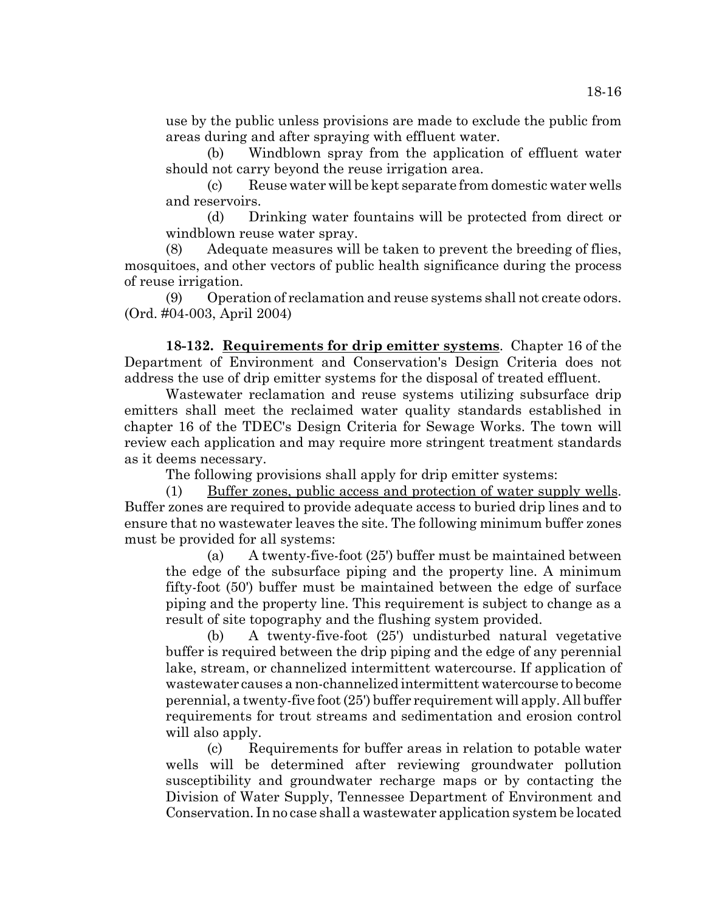use by the public unless provisions are made to exclude the public from areas during and after spraying with effluent water.

(b) Windblown spray from the application of effluent water should not carry beyond the reuse irrigation area.

(c) Reuse water will be kept separate from domestic water wells and reservoirs.

(d) Drinking water fountains will be protected from direct or windblown reuse water spray.

(8) Adequate measures will be taken to prevent the breeding of flies, mosquitoes, and other vectors of public health significance during the process of reuse irrigation.

(9) Operation of reclamation and reuse systems shall not create odors. (Ord. #04-003, April 2004)

**18-132. Requirements for drip emitter systems**. Chapter 16 of the Department of Environment and Conservation's Design Criteria does not address the use of drip emitter systems for the disposal of treated effluent.

Wastewater reclamation and reuse systems utilizing subsurface drip emitters shall meet the reclaimed water quality standards established in chapter 16 of the TDEC's Design Criteria for Sewage Works. The town will review each application and may require more stringent treatment standards as it deems necessary.

The following provisions shall apply for drip emitter systems:

(1) Buffer zones, public access and protection of water supply wells. Buffer zones are required to provide adequate access to buried drip lines and to ensure that no wastewater leaves the site. The following minimum buffer zones must be provided for all systems:

(a) A twenty-five-foot (25') buffer must be maintained between the edge of the subsurface piping and the property line. A minimum fifty-foot (50') buffer must be maintained between the edge of surface piping and the property line. This requirement is subject to change as a result of site topography and the flushing system provided.

(b) A twenty-five-foot (25') undisturbed natural vegetative buffer is required between the drip piping and the edge of any perennial lake, stream, or channelized intermittent watercourse. If application of wastewater causes a non-channelized intermittent watercourse to become perennial, a twenty-five foot (25') buffer requirement will apply. All buffer requirements for trout streams and sedimentation and erosion control will also apply.

(c) Requirements for buffer areas in relation to potable water wells will be determined after reviewing groundwater pollution susceptibility and groundwater recharge maps or by contacting the Division of Water Supply, Tennessee Department of Environment and Conservation. In no case shall a wastewater application system be located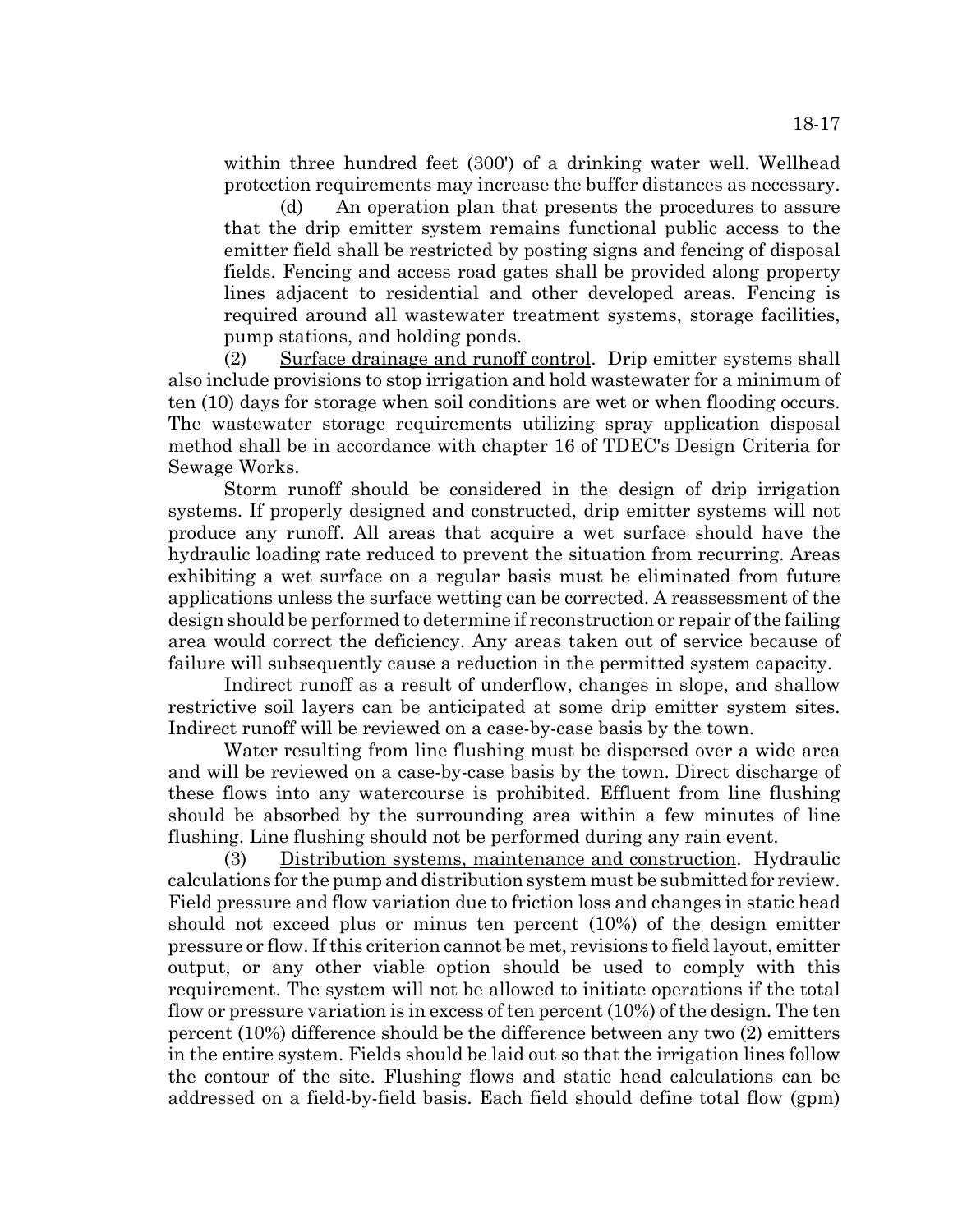within three hundred feet (300') of a drinking water well. Wellhead protection requirements may increase the buffer distances as necessary.

(d) An operation plan that presents the procedures to assure that the drip emitter system remains functional public access to the emitter field shall be restricted by posting signs and fencing of disposal fields. Fencing and access road gates shall be provided along property lines adjacent to residential and other developed areas. Fencing is required around all wastewater treatment systems, storage facilities, pump stations, and holding ponds.

(2) Surface drainage and runoff control. Drip emitter systems shall also include provisions to stop irrigation and hold wastewater for a minimum of ten (10) days for storage when soil conditions are wet or when flooding occurs. The wastewater storage requirements utilizing spray application disposal method shall be in accordance with chapter 16 of TDEC's Design Criteria for Sewage Works.

Storm runoff should be considered in the design of drip irrigation systems. If properly designed and constructed, drip emitter systems will not produce any runoff. All areas that acquire a wet surface should have the hydraulic loading rate reduced to prevent the situation from recurring. Areas exhibiting a wet surface on a regular basis must be eliminated from future applications unless the surface wetting can be corrected. A reassessment of the design should be performed to determine if reconstruction or repair of the failing area would correct the deficiency. Any areas taken out of service because of failure will subsequently cause a reduction in the permitted system capacity.

Indirect runoff as a result of underflow, changes in slope, and shallow restrictive soil layers can be anticipated at some drip emitter system sites. Indirect runoff will be reviewed on a case-by-case basis by the town.

Water resulting from line flushing must be dispersed over a wide area and will be reviewed on a case-by-case basis by the town. Direct discharge of these flows into any watercourse is prohibited. Effluent from line flushing should be absorbed by the surrounding area within a few minutes of line flushing. Line flushing should not be performed during any rain event.

(3) Distribution systems, maintenance and construction. Hydraulic calculations for the pump and distribution system must be submitted for review. Field pressure and flow variation due to friction loss and changes in static head should not exceed plus or minus ten percent (10%) of the design emitter pressure or flow. If this criterion cannot be met, revisions to field layout, emitter output, or any other viable option should be used to comply with this requirement. The system will not be allowed to initiate operations if the total flow or pressure variation is in excess of ten percent (10%) of the design. The ten percent (10%) difference should be the difference between any two (2) emitters in the entire system. Fields should be laid out so that the irrigation lines follow the contour of the site. Flushing flows and static head calculations can be addressed on a field-by-field basis. Each field should define total flow (gpm)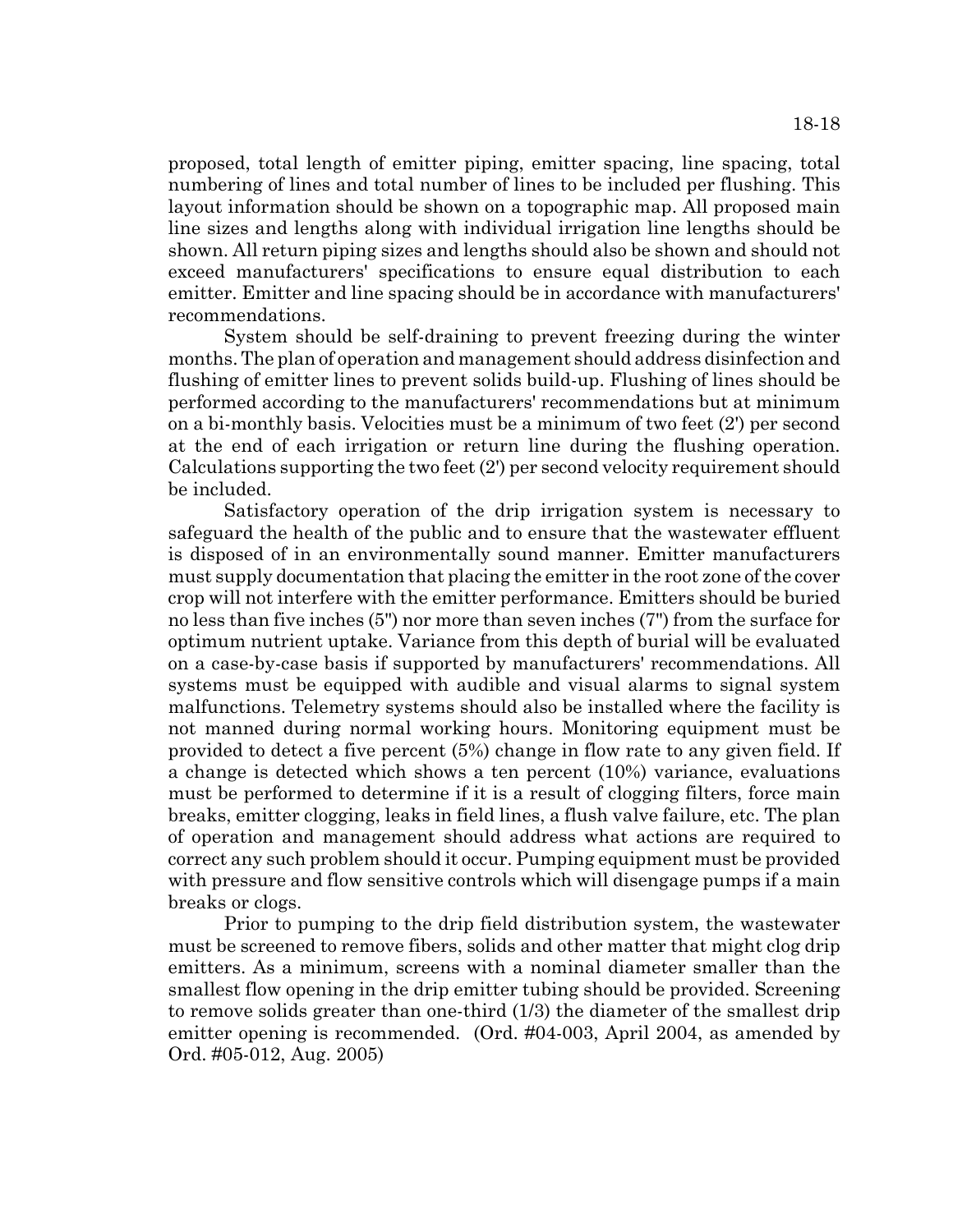proposed, total length of emitter piping, emitter spacing, line spacing, total numbering of lines and total number of lines to be included per flushing. This layout information should be shown on a topographic map. All proposed main line sizes and lengths along with individual irrigation line lengths should be shown. All return piping sizes and lengths should also be shown and should not exceed manufacturers' specifications to ensure equal distribution to each emitter. Emitter and line spacing should be in accordance with manufacturers' recommendations.

System should be self-draining to prevent freezing during the winter months. The plan of operation and management should address disinfection and flushing of emitter lines to prevent solids build-up. Flushing of lines should be performed according to the manufacturers' recommendations but at minimum on a bi-monthly basis. Velocities must be a minimum of two feet (2') per second at the end of each irrigation or return line during the flushing operation. Calculations supporting the two feet (2') per second velocity requirement should be included.

Satisfactory operation of the drip irrigation system is necessary to safeguard the health of the public and to ensure that the wastewater effluent is disposed of in an environmentally sound manner. Emitter manufacturers must supply documentation that placing the emitter in the root zone of the cover crop will not interfere with the emitter performance. Emitters should be buried no less than five inches (5") nor more than seven inches (7") from the surface for optimum nutrient uptake. Variance from this depth of burial will be evaluated on a case-by-case basis if supported by manufacturers' recommendations. All systems must be equipped with audible and visual alarms to signal system malfunctions. Telemetry systems should also be installed where the facility is not manned during normal working hours. Monitoring equipment must be provided to detect a five percent (5%) change in flow rate to any given field. If a change is detected which shows a ten percent (10%) variance, evaluations must be performed to determine if it is a result of clogging filters, force main breaks, emitter clogging, leaks in field lines, a flush valve failure, etc. The plan of operation and management should address what actions are required to correct any such problem should it occur. Pumping equipment must be provided with pressure and flow sensitive controls which will disengage pumps if a main breaks or clogs.

Prior to pumping to the drip field distribution system, the wastewater must be screened to remove fibers, solids and other matter that might clog drip emitters. As a minimum, screens with a nominal diameter smaller than the smallest flow opening in the drip emitter tubing should be provided. Screening to remove solids greater than one-third (1/3) the diameter of the smallest drip emitter opening is recommended. (Ord. #04-003, April 2004, as amended by Ord. #05-012, Aug. 2005)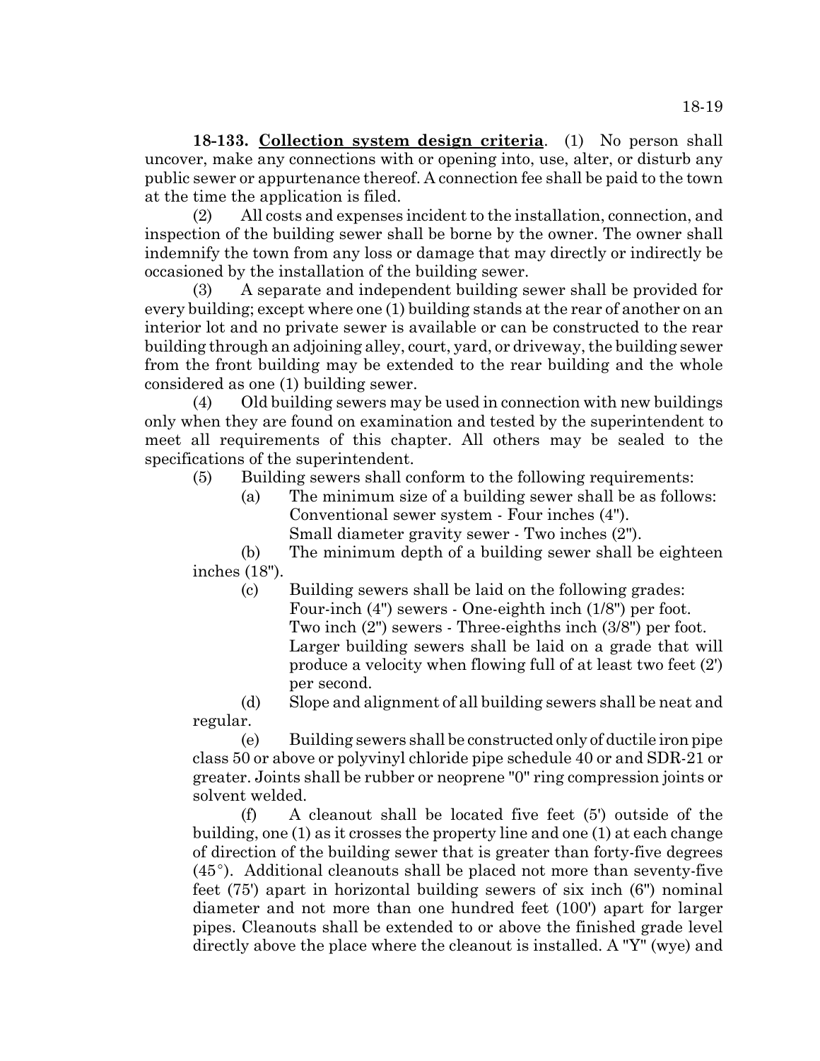**18-133. Collection system design criteria**. (1) No person shall uncover, make any connections with or opening into, use, alter, or disturb any public sewer or appurtenance thereof. A connection fee shall be paid to the town at the time the application is filed.

(2) All costs and expenses incident to the installation, connection, and inspection of the building sewer shall be borne by the owner. The owner shall indemnify the town from any loss or damage that may directly or indirectly be occasioned by the installation of the building sewer.

(3) A separate and independent building sewer shall be provided for every building; except where one (1) building stands at the rear of another on an interior lot and no private sewer is available or can be constructed to the rear building through an adjoining alley, court, yard, or driveway, the building sewer from the front building may be extended to the rear building and the whole considered as one (1) building sewer.

(4) Old building sewers may be used in connection with new buildings only when they are found on examination and tested by the superintendent to meet all requirements of this chapter. All others may be sealed to the specifications of the superintendent.

(5) Building sewers shall conform to the following requirements:

(a) The minimum size of a building sewer shall be as follows:
Conventional sewer system - Four inches (4").
Small diameter gravity sewer - Two inches (2").

(b) The minimum depth of a building sewer shall be eighteen inches (18").

(c) Building sewers shall be laid on the following grades:
Four-inch (4") sewers - One-eighth inch (1/8") per foot.
Two inch (2") sewers - Three-eighths inch (3/8") per foot.
Larger building sewers shall be laid on a grade that will produce a velocity when flowing full of at least two feet (2') per second.

(d) Slope and alignment of all building sewers shall be neat and regular.

(e) Building sewers shall be constructed only of ductile iron pipe class 50 or above or polyvinyl chloride pipe schedule 40 or and SDR-21 or greater. Joints shall be rubber or neoprene "0" ring compression joints or solvent welded.

(f) A cleanout shall be located five feet (5') outside of the building, one (1) as it crosses the property line and one (1) at each change of direction of the building sewer that is greater than forty-five degrees (45°). Additional cleanouts shall be placed not more than seventy-five feet (75') apart in horizontal building sewers of six inch (6") nominal diameter and not more than one hundred feet (100') apart for larger pipes. Cleanouts shall be extended to or above the finished grade level directly above the place where the cleanout is installed. A "Y" (wye) and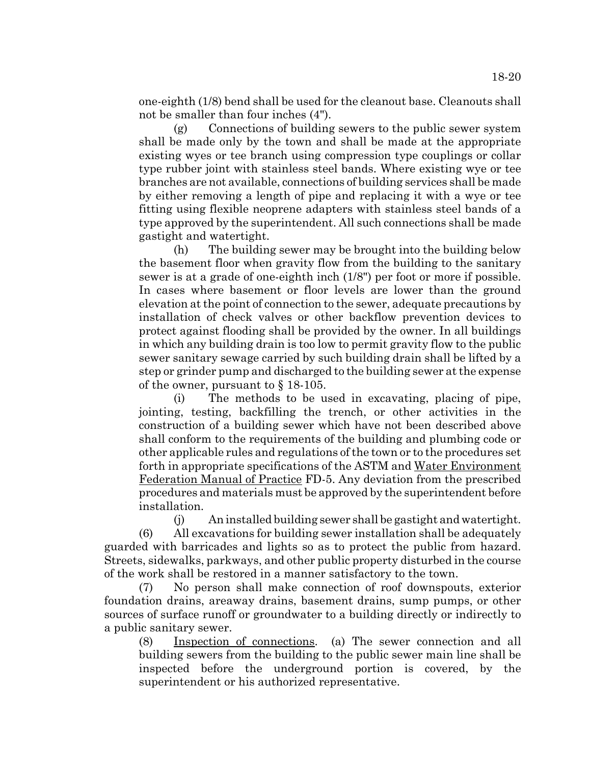one-eighth (1/8) bend shall be used for the cleanout base. Cleanouts shall not be smaller than four inches (4").

(g) Connections of building sewers to the public sewer system shall be made only by the town and shall be made at the appropriate existing wyes or tee branch using compression type couplings or collar type rubber joint with stainless steel bands. Where existing wye or tee branches are not available, connections of building services shall be made by either removing a length of pipe and replacing it with a wye or tee fitting using flexible neoprene adapters with stainless steel bands of a type approved by the superintendent. All such connections shall be made gastight and watertight.

(h) The building sewer may be brought into the building below the basement floor when gravity flow from the building to the sanitary sewer is at a grade of one-eighth inch (1/8") per foot or more if possible. In cases where basement or floor levels are lower than the ground elevation at the point of connection to the sewer, adequate precautions by installation of check valves or other backflow prevention devices to protect against flooding shall be provided by the owner. In all buildings in which any building drain is too low to permit gravity flow to the public sewer sanitary sewage carried by such building drain shall be lifted by a step or grinder pump and discharged to the building sewer at the expense of the owner, pursuant to § 18-105.

(i) The methods to be used in excavating, placing of pipe, jointing, testing, backfilling the trench, or other activities in the construction of a building sewer which have not been described above shall conform to the requirements of the building and plumbing code or other applicable rules and regulations of the town or to the procedures set forth in appropriate specifications of the ASTM and Water Environment Federation Manual of Practice FD-5. Any deviation from the prescribed procedures and materials must be approved by the superintendent before installation.

(j) An installed building sewer shall be gastight and watertight.

(6) All excavations for building sewer installation shall be adequately guarded with barricades and lights so as to protect the public from hazard. Streets, sidewalks, parkways, and other public property disturbed in the course of the work shall be restored in a manner satisfactory to the town.

(7) No person shall make connection of roof downspouts, exterior foundation drains, areaway drains, basement drains, sump pumps, or other sources of surface runoff or groundwater to a building directly or indirectly to a public sanitary sewer.

(8) Inspection of connections. (a) The sewer connection and all building sewers from the building to the public sewer main line shall be inspected before the underground portion is covered, by the superintendent or his authorized representative.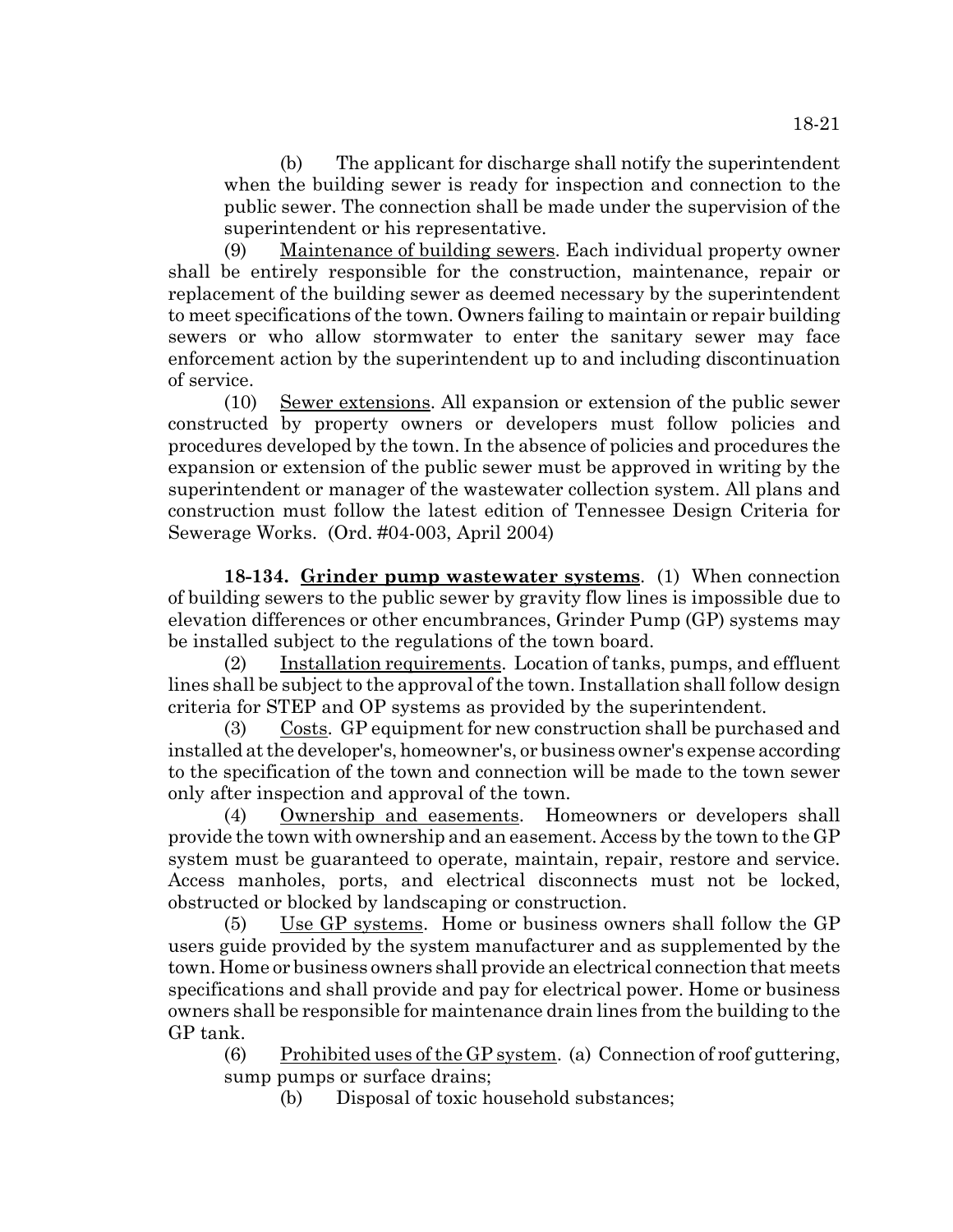(b) The applicant for discharge shall notify the superintendent when the building sewer is ready for inspection and connection to the public sewer. The connection shall be made under the supervision of the superintendent or his representative.

(9) Maintenance of building sewers. Each individual property owner shall be entirely responsible for the construction, maintenance, repair or replacement of the building sewer as deemed necessary by the superintendent to meet specifications of the town. Owners failing to maintain or repair building sewers or who allow stormwater to enter the sanitary sewer may face enforcement action by the superintendent up to and including discontinuation of service.

(10) Sewer extensions. All expansion or extension of the public sewer constructed by property owners or developers must follow policies and procedures developed by the town. In the absence of policies and procedures the expansion or extension of the public sewer must be approved in writing by the superintendent or manager of the wastewater collection system. All plans and construction must follow the latest edition of Tennessee Design Criteria for Sewerage Works. (Ord. #04-003, April 2004)

**18-134. Grinder pump wastewater systems**. (1) When connection of building sewers to the public sewer by gravity flow lines is impossible due to elevation differences or other encumbrances, Grinder Pump (GP) systems may be installed subject to the regulations of the town board.

(2) Installation requirements. Location of tanks, pumps, and effluent lines shall be subject to the approval of the town. Installation shall follow design criteria for STEP and OP systems as provided by the superintendent.

(3) Costs. GP equipment for new construction shall be purchased and installed at the developer's, homeowner's, or business owner's expense according to the specification of the town and connection will be made to the town sewer only after inspection and approval of the town.

(4) Ownership and easements. Homeowners or developers shall provide the town with ownership and an easement. Access by the town to the GP system must be guaranteed to operate, maintain, repair, restore and service. Access manholes, ports, and electrical disconnects must not be locked, obstructed or blocked by landscaping or construction.

(5) Use GP systems. Home or business owners shall follow the GP users guide provided by the system manufacturer and as supplemented by the town. Home or business owners shall provide an electrical connection that meets specifications and shall provide and pay for electrical power. Home or business owners shall be responsible for maintenance drain lines from the building to the GP tank.

(6) Prohibited uses of the GP system. (a) Connection of roof guttering, sump pumps or surface drains;

(b) Disposal of toxic household substances;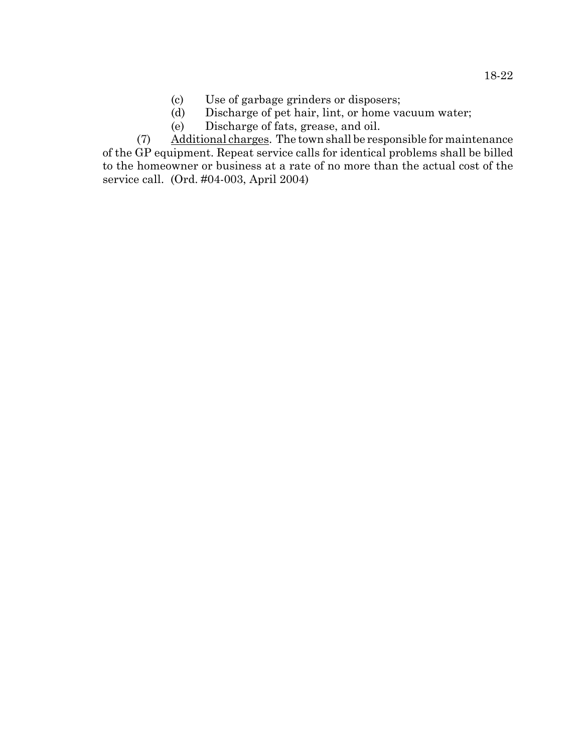(c) Use of garbage grinders or disposers;

(d) Discharge of pet hair, lint, or home vacuum water;

(e) Discharge of fats, grease, and oil.

(7) Additional charges. The town shall be responsible for maintenance of the GP equipment. Repeat service calls for identical problems shall be billed to the homeowner or business at a rate of no more than the actual cost of the service call. (Ord. #04-003, April 2004)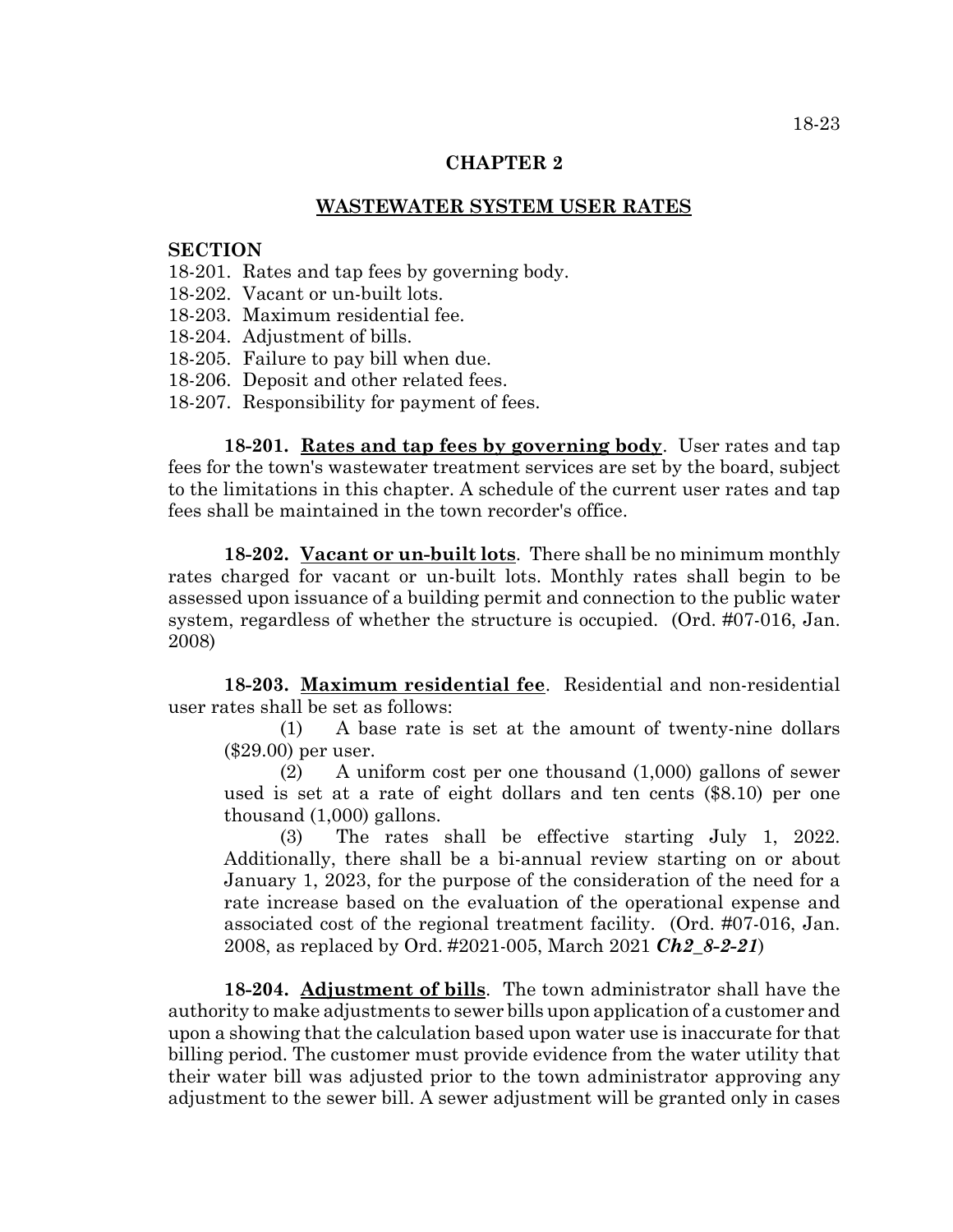## CHAPTER 2

## WASTEWATER SYSTEM USER RATES

**SECTION**

18-201. Rates and tap fees by governing body.
18-202. Vacant or un-built lots.
18-203. Maximum residential fee.
18-204. Adjustment of bills.
18-205. Failure to pay bill when due.
18-206. Deposit and other related fees.
18-207. Responsibility for payment of fees.

**18-201. Rates and tap fees by governing body**. User rates and tap fees for the town's wastewater treatment services are set by the board, subject to the limitations in this chapter. A schedule of the current user rates and tap fees shall be maintained in the town recorder's office.

**18-202. Vacant or un-built lots**. There shall be no minimum monthly rates charged for vacant or un-built lots. Monthly rates shall begin to be assessed upon issuance of a building permit and connection to the public water system, regardless of whether the structure is occupied. (Ord. #07-016, Jan. 2008)

**18-203. Maximum residential fee**. Residential and non-residential user rates shall be set as follows:

(1) A base rate is set at the amount of twenty-nine dollars ($29.00) per user.

(2) A uniform cost per one thousand (1,000) gallons of sewer used is set at a rate of eight dollars and ten cents ($8.10) per one thousand (1,000) gallons.

(3) The rates shall be effective starting July 1, 2022. Additionally, there shall be a bi-annual review starting on or about January 1, 2023, for the purpose of the consideration of the need for a rate increase based on the evaluation of the operational expense and associated cost of the regional treatment facility. (Ord. #07-016, Jan. 2008, as replaced by Ord. #2021-005, March 2021 ***Ch2_8-2-21***)

**18-204. Adjustment of bills**. The town administrator shall have the authority to make adjustments to sewer bills upon application of a customer and upon a showing that the calculation based upon water use is inaccurate for that billing period. The customer must provide evidence from the water utility that their water bill was adjusted prior to the town administrator approving any adjustment to the sewer bill. A sewer adjustment will be granted only in cases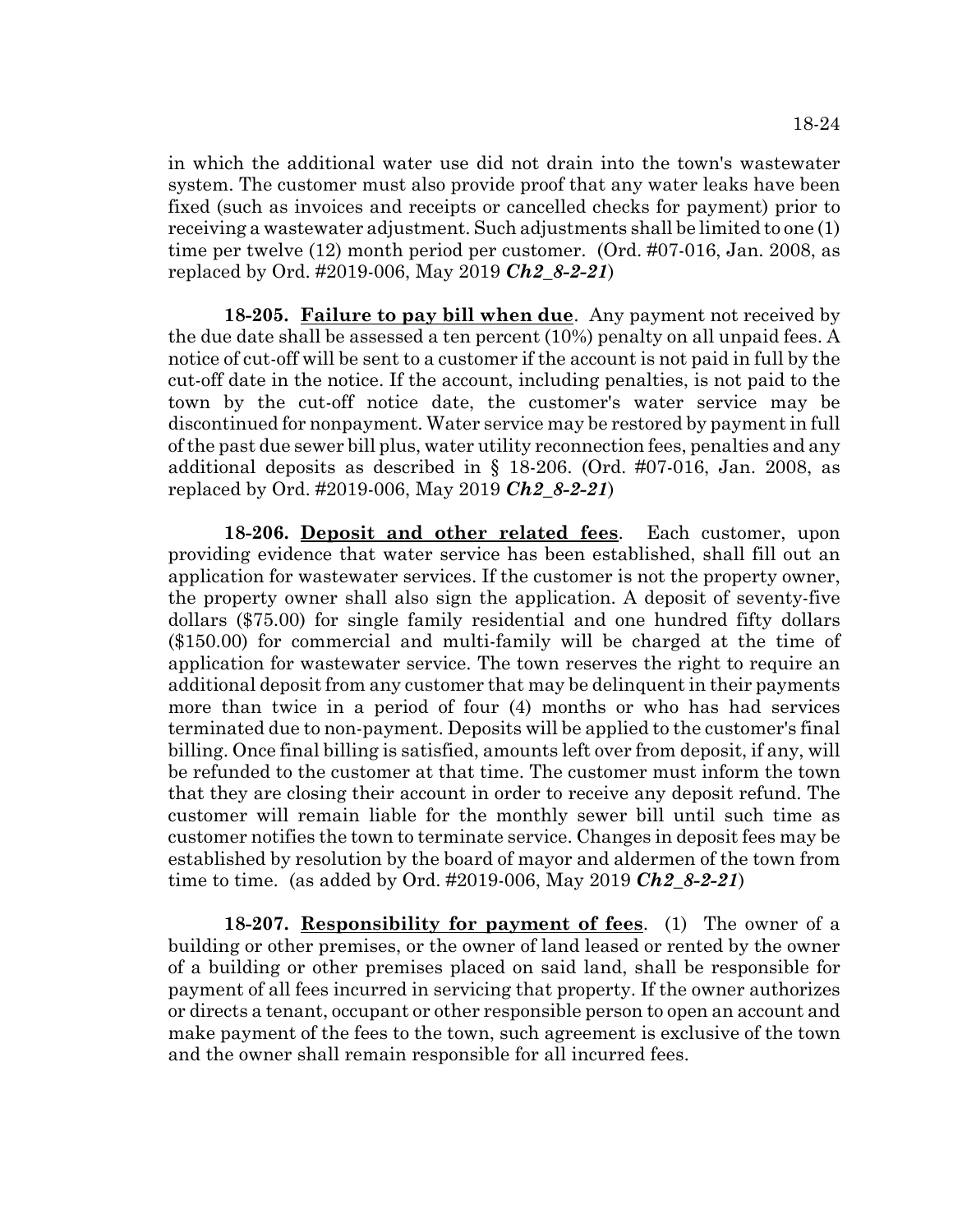in which the additional water use did not drain into the town's wastewater system. The customer must also provide proof that any water leaks have been fixed (such as invoices and receipts or cancelled checks for payment) prior to receiving a wastewater adjustment. Such adjustments shall be limited to one (1) time per twelve (12) month period per customer. (Ord. #07-016, Jan. 2008, as replaced by Ord. #2019-006, May 2019 ***Ch2_8-2-21***)

**18-205. Failure to pay bill when due**. Any payment not received by the due date shall be assessed a ten percent (10%) penalty on all unpaid fees. A notice of cut-off will be sent to a customer if the account is not paid in full by the cut-off date in the notice. If the account, including penalties, is not paid to the town by the cut-off notice date, the customer's water service may be discontinued for nonpayment. Water service may be restored by payment in full of the past due sewer bill plus, water utility reconnection fees, penalties and any additional deposits as described in § 18-206. (Ord. #07-016, Jan. 2008, as replaced by Ord. #2019-006, May 2019 ***Ch2_8-2-21***)

**18-206. Deposit and other related fees**. Each customer, upon providing evidence that water service has been established, shall fill out an application for wastewater services. If the customer is not the property owner, the property owner shall also sign the application. A deposit of seventy-five dollars ($75.00) for single family residential and one hundred fifty dollars ($150.00) for commercial and multi-family will be charged at the time of application for wastewater service. The town reserves the right to require an additional deposit from any customer that may be delinquent in their payments more than twice in a period of four (4) months or who has had services terminated due to non-payment. Deposits will be applied to the customer's final billing. Once final billing is satisfied, amounts left over from deposit, if any, will be refunded to the customer at that time. The customer must inform the town that they are closing their account in order to receive any deposit refund. The customer will remain liable for the monthly sewer bill until such time as customer notifies the town to terminate service. Changes in deposit fees may be established by resolution by the board of mayor and aldermen of the town from time to time. (as added by Ord. #2019-006, May 2019 ***Ch2_8-2-21***)

**18-207. Responsibility for payment of fees**. (1) The owner of a building or other premises, or the owner of land leased or rented by the owner of a building or other premises placed on said land, shall be responsible for payment of all fees incurred in servicing that property. If the owner authorizes or directs a tenant, occupant or other responsible person to open an account and make payment of the fees to the town, such agreement is exclusive of the town and the owner shall remain responsible for all incurred fees.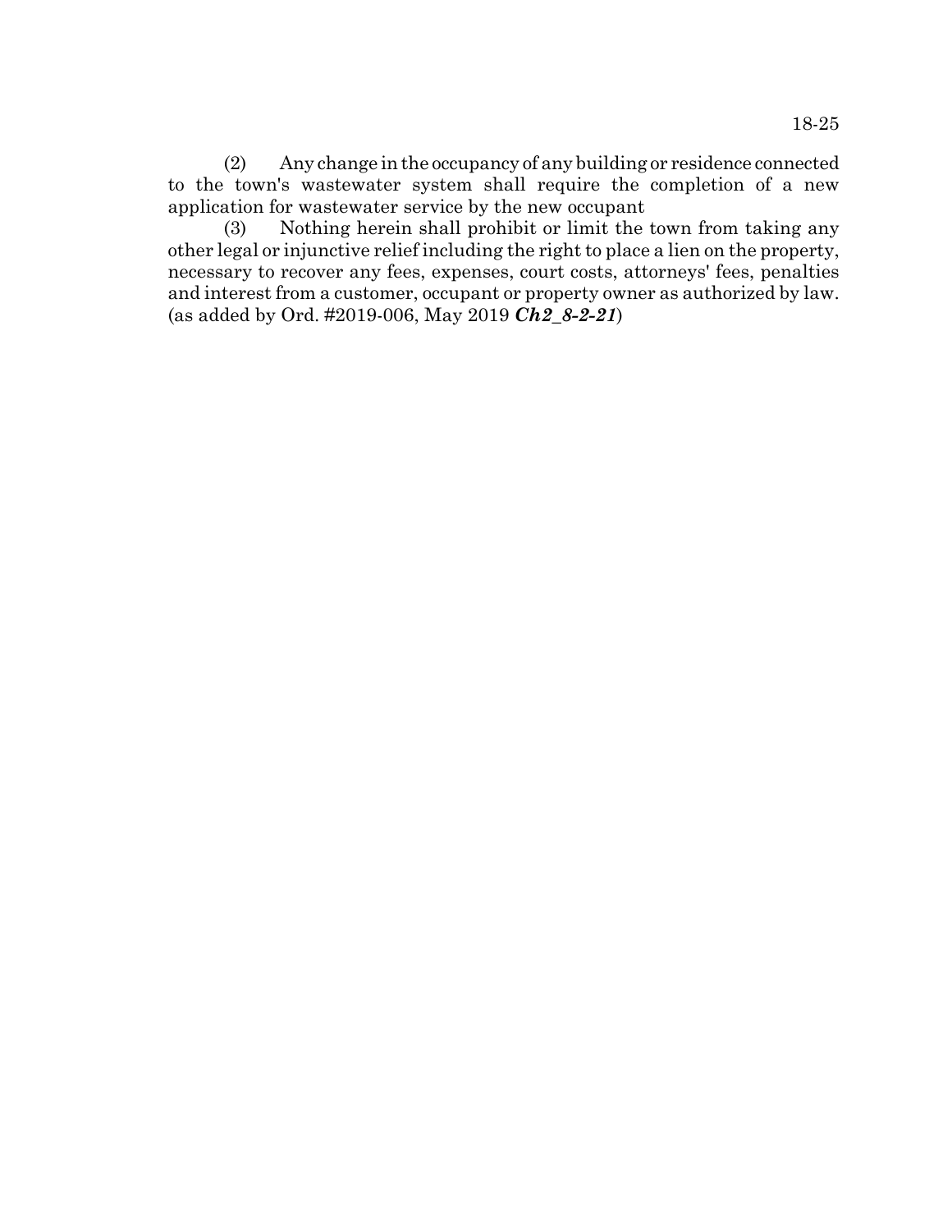(2) Any change in the occupancy of any building or residence connected to the town's wastewater system shall require the completion of a new application for wastewater service by the new occupant

(3) Nothing herein shall prohibit or limit the town from taking any other legal or injunctive relief including the right to place a lien on the property, necessary to recover any fees, expenses, court costs, attorneys' fees, penalties and interest from a customer, occupant or property owner as authorized by law. (as added by Ord. #2019-006, May 2019 ***Ch2_8-2-21***)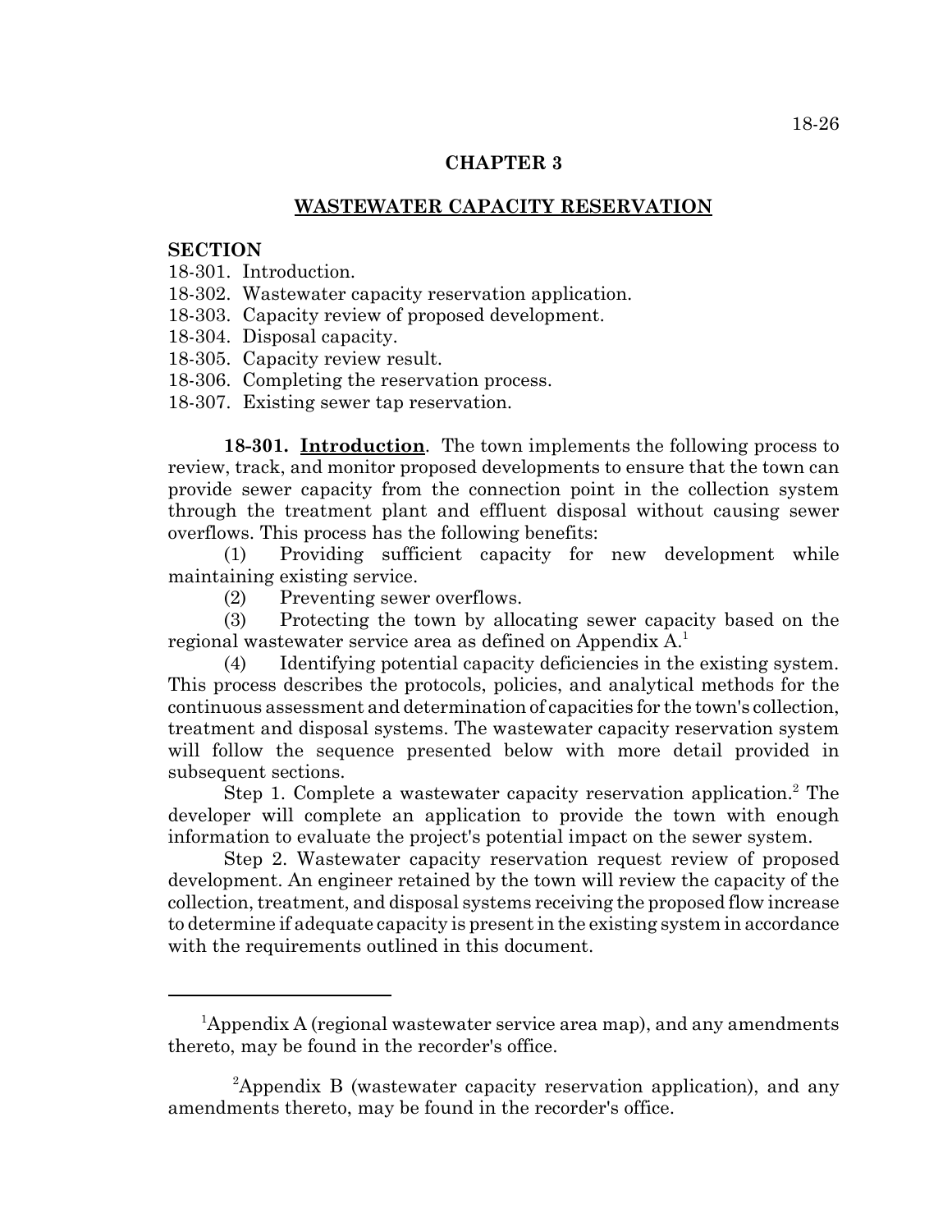# CHAPTER 3

## WASTEWATER CAPACITY RESERVATION

**SECTION**

18-301. Introduction.
18-302. Wastewater capacity reservation application.
18-303. Capacity review of proposed development.
18-304. Disposal capacity.
18-305. Capacity review result.
18-306. Completing the reservation process.
18-307. Existing sewer tap reservation.

**18-301. Introduction**. The town implements the following process to review, track, and monitor proposed developments to ensure that the town can provide sewer capacity from the connection point in the collection system through the treatment plant and effluent disposal without causing sewer overflows. This process has the following benefits:

(1) Providing sufficient capacity for new development while maintaining existing service.

(2) Preventing sewer overflows.

(3) Protecting the town by allocating sewer capacity based on the regional wastewater service area as defined on Appendix A.[1]

(4) Identifying potential capacity deficiencies in the existing system. This process describes the protocols, policies, and analytical methods for the continuous assessment and determination of capacities for the town's collection, treatment and disposal systems. The wastewater capacity reservation system will follow the sequence presented below with more detail provided in subsequent sections.

Step 1. Complete a wastewater capacity reservation application.[2] The developer will complete an application to provide the town with enough information to evaluate the project's potential impact on the sewer system.

Step 2. Wastewater capacity reservation request review of proposed development. An engineer retained by the town will review the capacity of the collection, treatment, and disposal systems receiving the proposed flow increase to determine if adequate capacity is present in the existing system in accordance with the requirements outlined in this document.

---

[1]Appendix A (regional wastewater service area map), and any amendments thereto, may be found in the recorder's office.

[2]Appendix B (wastewater capacity reservation application), and any amendments thereto, may be found in the recorder's office.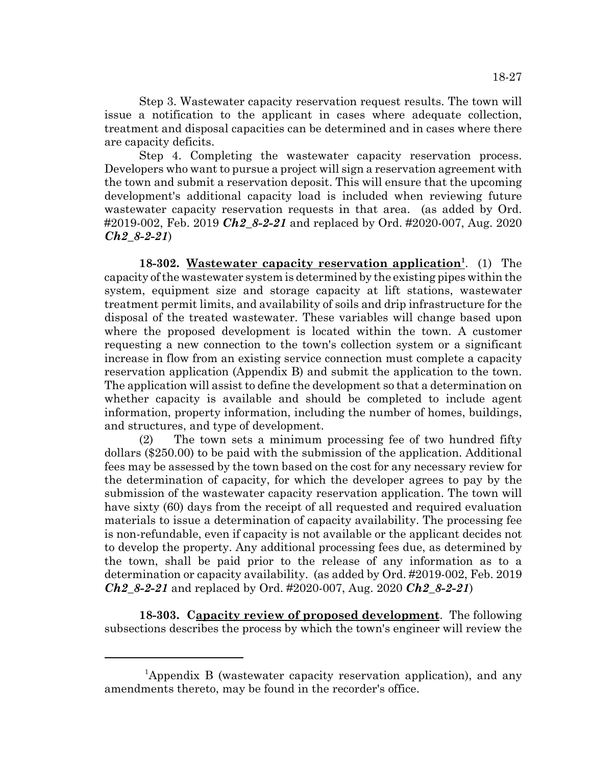Step 3. Wastewater capacity reservation request results. The town will issue a notification to the applicant in cases where adequate collection, treatment and disposal capacities can be determined and in cases where there are capacity deficits.

Step 4. Completing the wastewater capacity reservation process. Developers who want to pursue a project will sign a reservation agreement with the town and submit a reservation deposit. This will ensure that the upcoming development's additional capacity load is included when reviewing future wastewater capacity reservation requests in that area. (as added by Ord. #2019-002, Feb. 2019 ***Ch2_8-2-21*** and replaced by Ord. #2020-007, Aug. 2020 ***Ch2_8-2-21***)

**18-302. Wastewater capacity reservation application**[1]. (1) The capacity of the wastewater system is determined by the existing pipes within the system, equipment size and storage capacity at lift stations, wastewater treatment permit limits, and availability of soils and drip infrastructure for the disposal of the treated wastewater. These variables will change based upon where the proposed development is located within the town. A customer requesting a new connection to the town's collection system or a significant increase in flow from an existing service connection must complete a capacity reservation application (Appendix B) and submit the application to the town. The application will assist to define the development so that a determination on whether capacity is available and should be completed to include agent information, property information, including the number of homes, buildings, and structures, and type of development.

(2) The town sets a minimum processing fee of two hundred fifty dollars ($250.00) to be paid with the submission of the application. Additional fees may be assessed by the town based on the cost for any necessary review for the determination of capacity, for which the developer agrees to pay by the submission of the wastewater capacity reservation application. The town will have sixty (60) days from the receipt of all requested and required evaluation materials to issue a determination of capacity availability. The processing fee is non-refundable, even if capacity is not available or the applicant decides not to develop the property. Any additional processing fees due, as determined by the town, shall be paid prior to the release of any information as to a determination or capacity availability. (as added by Ord. #2019-002, Feb. 2019 ***Ch2_8-2-21*** and replaced by Ord. #2020-007, Aug. 2020 ***Ch2_8-2-21***)

**18-303. Capacity review of proposed development**. The following subsections describes the process by which the town's engineer will review the

---

[1]Appendix B (wastewater capacity reservation application), and any amendments thereto, may be found in the recorder's office.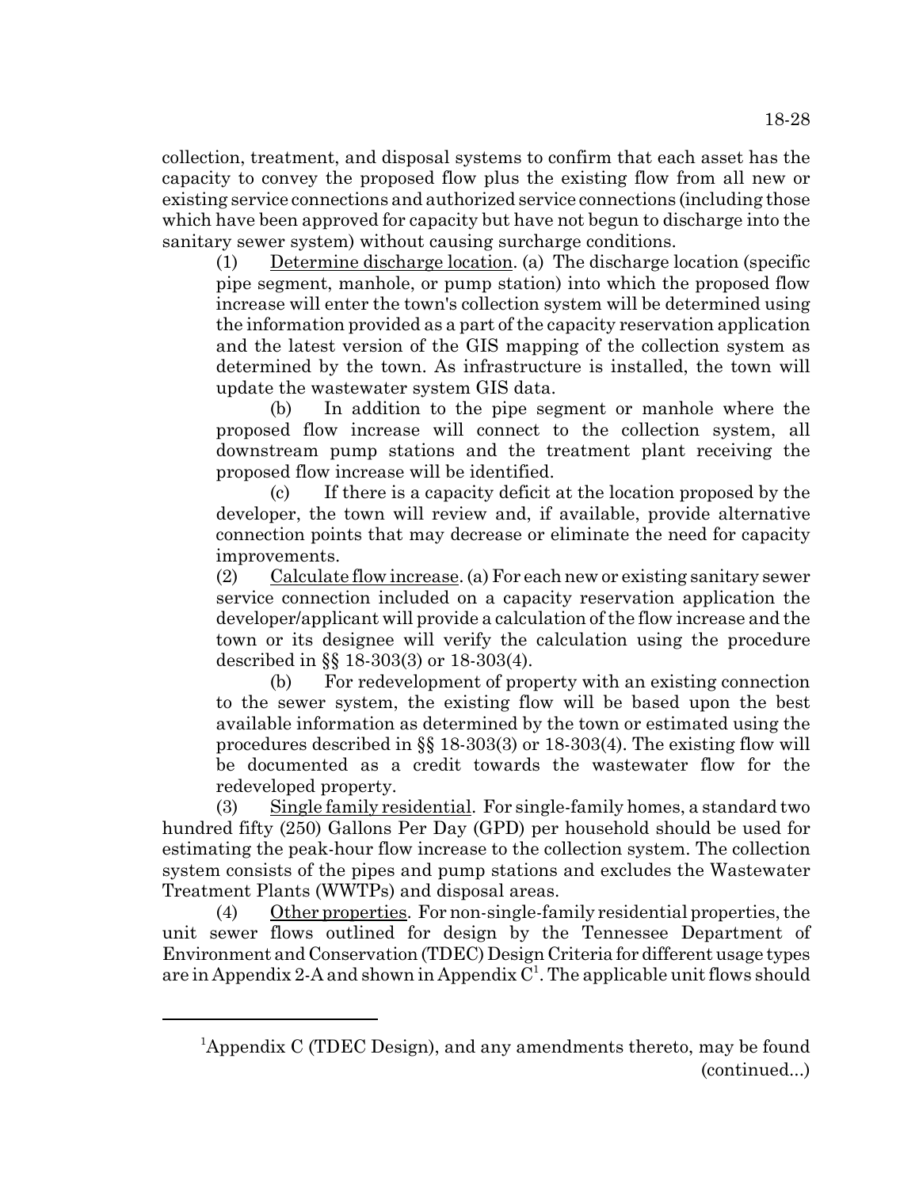collection, treatment, and disposal systems to confirm that each asset has the capacity to convey the proposed flow plus the existing flow from all new or existing service connections and authorized service connections (including those which have been approved for capacity but have not begun to discharge into the sanitary sewer system) without causing surcharge conditions.

(1) Determine discharge location. (a) The discharge location (specific pipe segment, manhole, or pump station) into which the proposed flow increase will enter the town's collection system will be determined using the information provided as a part of the capacity reservation application and the latest version of the GIS mapping of the collection system as determined by the town. As infrastructure is installed, the town will update the wastewater system GIS data.

(b) In addition to the pipe segment or manhole where the proposed flow increase will connect to the collection system, all downstream pump stations and the treatment plant receiving the proposed flow increase will be identified.

(c) If there is a capacity deficit at the location proposed by the developer, the town will review and, if available, provide alternative connection points that may decrease or eliminate the need for capacity improvements.

(2) Calculate flow increase. (a) For each new or existing sanitary sewer service connection included on a capacity reservation application the developer/applicant will provide a calculation of the flow increase and the town or its designee will verify the calculation using the procedure described in §§ 18-303(3) or 18-303(4).

(b) For redevelopment of property with an existing connection to the sewer system, the existing flow will be based upon the best available information as determined by the town or estimated using the procedures described in §§ 18-303(3) or 18-303(4). The existing flow will be documented as a credit towards the wastewater flow for the redeveloped property.

(3) Single family residential. For single-family homes, a standard two hundred fifty (250) Gallons Per Day (GPD) per household should be used for estimating the peak-hour flow increase to the collection system. The collection system consists of the pipes and pump stations and excludes the Wastewater Treatment Plants (WWTPs) and disposal areas.

(4) Other properties. For non-single-family residential properties, the unit sewer flows outlined for design by the Tennessee Department of Environment and Conservation (TDEC) Design Criteria for different usage types are in Appendix 2-A and shown in Appendix C[1]. The applicable unit flows should

---

[1]Appendix C (TDEC Design), and any amendments thereto, may be found (continued...)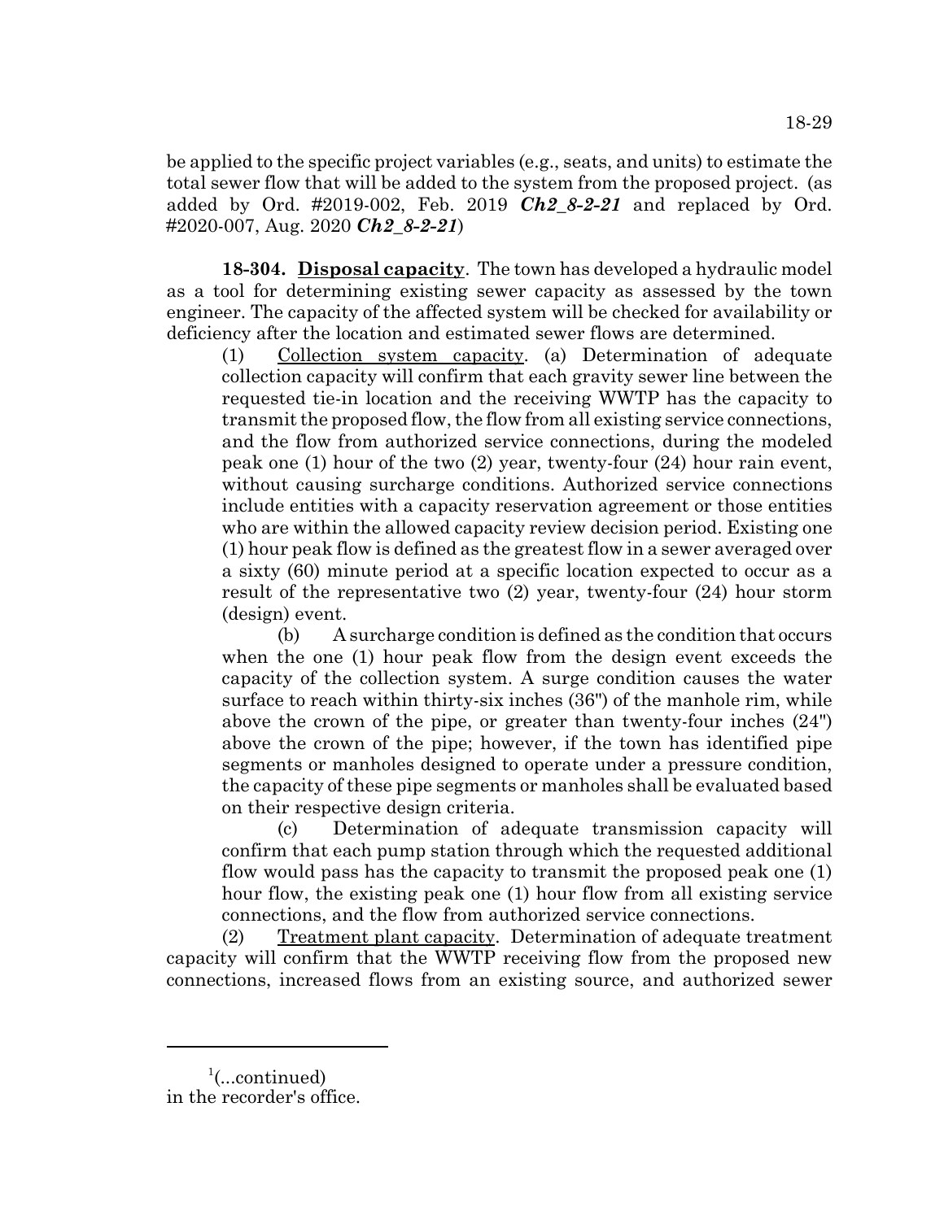be applied to the specific project variables (e.g., seats, and units) to estimate the total sewer flow that will be added to the system from the proposed project. (as added by Ord. #2019-002, Feb. 2019 ***Ch2_8-2-21*** and replaced by Ord. #2020-007, Aug. 2020 ***Ch2_8-2-21***)

**18-304. Disposal capacity**. The town has developed a hydraulic model as a tool for determining existing sewer capacity as assessed by the town engineer. The capacity of the affected system will be checked for availability or deficiency after the location and estimated sewer flows are determined.

(1) Collection system capacity. (a) Determination of adequate collection capacity will confirm that each gravity sewer line between the requested tie-in location and the receiving WWTP has the capacity to transmit the proposed flow, the flow from all existing service connections, and the flow from authorized service connections, during the modeled peak one (1) hour of the two (2) year, twenty-four (24) hour rain event, without causing surcharge conditions. Authorized service connections include entities with a capacity reservation agreement or those entities who are within the allowed capacity review decision period. Existing one (1) hour peak flow is defined as the greatest flow in a sewer averaged over a sixty (60) minute period at a specific location expected to occur as a result of the representative two (2) year, twenty-four (24) hour storm (design) event.

(b) A surcharge condition is defined as the condition that occurs when the one (1) hour peak flow from the design event exceeds the capacity of the collection system. A surge condition causes the water surface to reach within thirty-six inches (36") of the manhole rim, while above the crown of the pipe, or greater than twenty-four inches (24") above the crown of the pipe; however, if the town has identified pipe segments or manholes designed to operate under a pressure condition, the capacity of these pipe segments or manholes shall be evaluated based on their respective design criteria.

(c) Determination of adequate transmission capacity will confirm that each pump station through which the requested additional flow would pass has the capacity to transmit the proposed peak one (1) hour flow, the existing peak one (1) hour flow from all existing service connections, and the flow from authorized service connections.

(2) Treatment plant capacity. Determination of adequate treatment capacity will confirm that the WWTP receiving flow from the proposed new connections, increased flows from an existing source, and authorized sewer

---

[1](...continued)
in the recorder's office.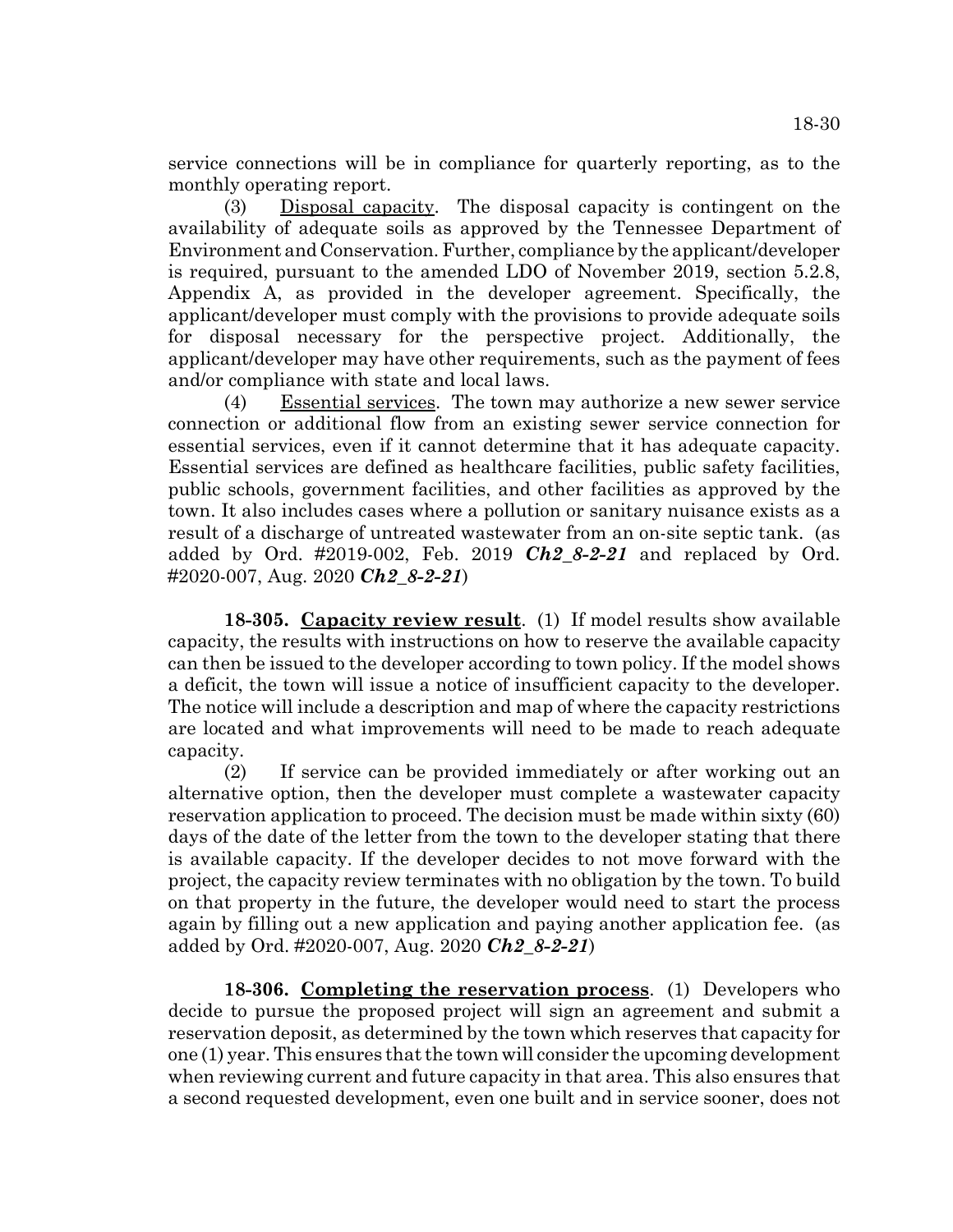service connections will be in compliance for quarterly reporting, as to the monthly operating report.

(3) Disposal capacity. The disposal capacity is contingent on the availability of adequate soils as approved by the Tennessee Department of Environment and Conservation. Further, compliance by the applicant/developer is required, pursuant to the amended LDO of November 2019, section 5.2.8, Appendix A, as provided in the developer agreement. Specifically, the applicant/developer must comply with the provisions to provide adequate soils for disposal necessary for the perspective project. Additionally, the applicant/developer may have other requirements, such as the payment of fees and/or compliance with state and local laws.

(4) Essential services. The town may authorize a new sewer service connection or additional flow from an existing sewer service connection for essential services, even if it cannot determine that it has adequate capacity. Essential services are defined as healthcare facilities, public safety facilities, public schools, government facilities, and other facilities as approved by the town. It also includes cases where a pollution or sanitary nuisance exists as a result of a discharge of untreated wastewater from an on-site septic tank. (as added by Ord. #2019-002, Feb. 2019 ***Ch2_8-2-21*** and replaced by Ord. #2020-007, Aug. 2020 ***Ch2_8-2-21***)

**18-305. Capacity review result**. (1) If model results show available capacity, the results with instructions on how to reserve the available capacity can then be issued to the developer according to town policy. If the model shows a deficit, the town will issue a notice of insufficient capacity to the developer. The notice will include a description and map of where the capacity restrictions are located and what improvements will need to be made to reach adequate capacity.

(2) If service can be provided immediately or after working out an alternative option, then the developer must complete a wastewater capacity reservation application to proceed. The decision must be made within sixty (60) days of the date of the letter from the town to the developer stating that there is available capacity. If the developer decides to not move forward with the project, the capacity review terminates with no obligation by the town. To build on that property in the future, the developer would need to start the process again by filling out a new application and paying another application fee. (as added by Ord. #2020-007, Aug. 2020 ***Ch2_8-2-21***)

**18-306. Completing the reservation process**. (1) Developers who decide to pursue the proposed project will sign an agreement and submit a reservation deposit, as determined by the town which reserves that capacity for one (1) year. This ensures that the town will consider the upcoming development when reviewing current and future capacity in that area. This also ensures that a second requested development, even one built and in service sooner, does not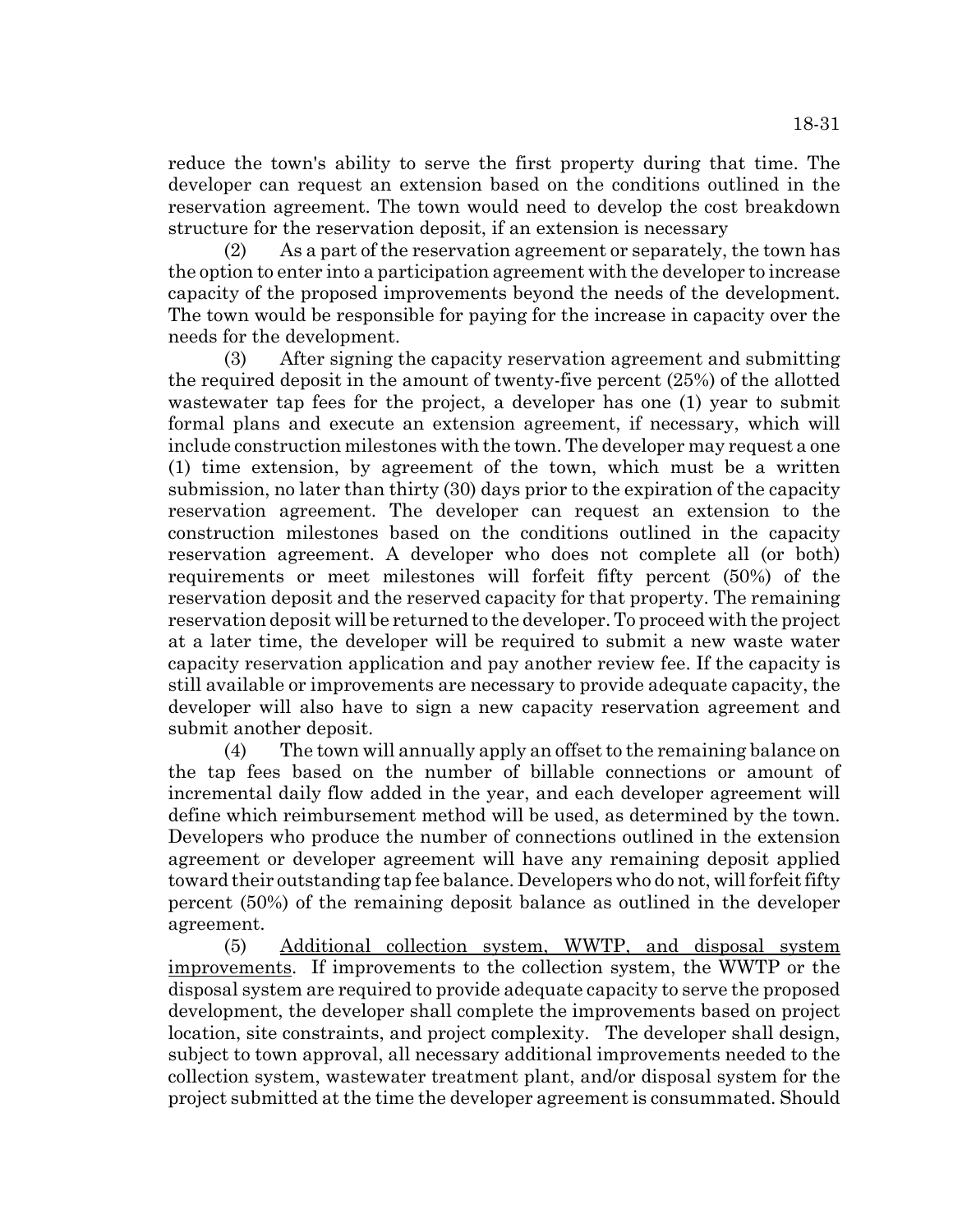reduce the town's ability to serve the first property during that time. The developer can request an extension based on the conditions outlined in the reservation agreement. The town would need to develop the cost breakdown structure for the reservation deposit, if an extension is necessary

(2) As a part of the reservation agreement or separately, the town has the option to enter into a participation agreement with the developer to increase capacity of the proposed improvements beyond the needs of the development. The town would be responsible for paying for the increase in capacity over the needs for the development.

(3) After signing the capacity reservation agreement and submitting the required deposit in the amount of twenty-five percent (25%) of the allotted wastewater tap fees for the project, a developer has one (1) year to submit formal plans and execute an extension agreement, if necessary, which will include construction milestones with the town. The developer may request a one (1) time extension, by agreement of the town, which must be a written submission, no later than thirty (30) days prior to the expiration of the capacity reservation agreement. The developer can request an extension to the construction milestones based on the conditions outlined in the capacity reservation agreement. A developer who does not complete all (or both) requirements or meet milestones will forfeit fifty percent (50%) of the reservation deposit and the reserved capacity for that property. The remaining reservation deposit will be returned to the developer. To proceed with the project at a later time, the developer will be required to submit a new waste water capacity reservation application and pay another review fee. If the capacity is still available or improvements are necessary to provide adequate capacity, the developer will also have to sign a new capacity reservation agreement and submit another deposit.

(4) The town will annually apply an offset to the remaining balance on the tap fees based on the number of billable connections or amount of incremental daily flow added in the year, and each developer agreement will define which reimbursement method will be used, as determined by the town. Developers who produce the number of connections outlined in the extension agreement or developer agreement will have any remaining deposit applied toward their outstanding tap fee balance. Developers who do not, will forfeit fifty percent (50%) of the remaining deposit balance as outlined in the developer agreement.

(5) Additional collection system, WWTP, and disposal system improvements. If improvements to the collection system, the WWTP or the disposal system are required to provide adequate capacity to serve the proposed development, the developer shall complete the improvements based on project location, site constraints, and project complexity. The developer shall design, subject to town approval, all necessary additional improvements needed to the collection system, wastewater treatment plant, and/or disposal system for the project submitted at the time the developer agreement is consummated. Should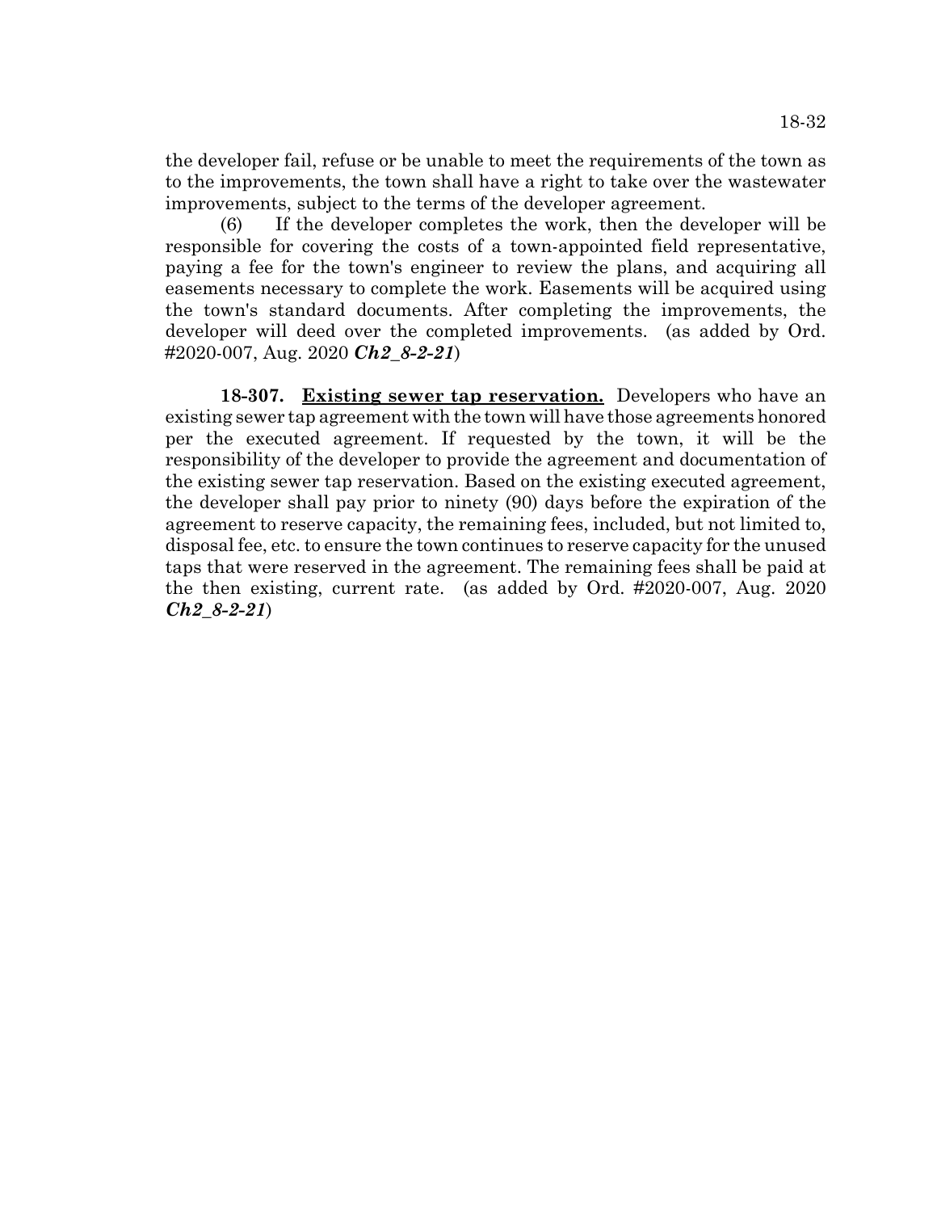the developer fail, refuse or be unable to meet the requirements of the town as to the improvements, the town shall have a right to take over the wastewater improvements, subject to the terms of the developer agreement.

(6) If the developer completes the work, then the developer will be responsible for covering the costs of a town-appointed field representative, paying a fee for the town's engineer to review the plans, and acquiring all easements necessary to complete the work. Easements will be acquired using the town's standard documents. After completing the improvements, the developer will deed over the completed improvements. (as added by Ord. #2020-007, Aug. 2020 ***Ch2_8-2-21***)

**18-307. Existing sewer tap reservation.** Developers who have an existing sewer tap agreement with the town will have those agreements honored per the executed agreement. If requested by the town, it will be the responsibility of the developer to provide the agreement and documentation of the existing sewer tap reservation. Based on the existing executed agreement, the developer shall pay prior to ninety (90) days before the expiration of the agreement to reserve capacity, the remaining fees, included, but not limited to, disposal fee, etc. to ensure the town continues to reserve capacity for the unused taps that were reserved in the agreement. The remaining fees shall be paid at the then existing, current rate. (as added by Ord. #2020-007, Aug. 2020 ***Ch2_8-2-21***)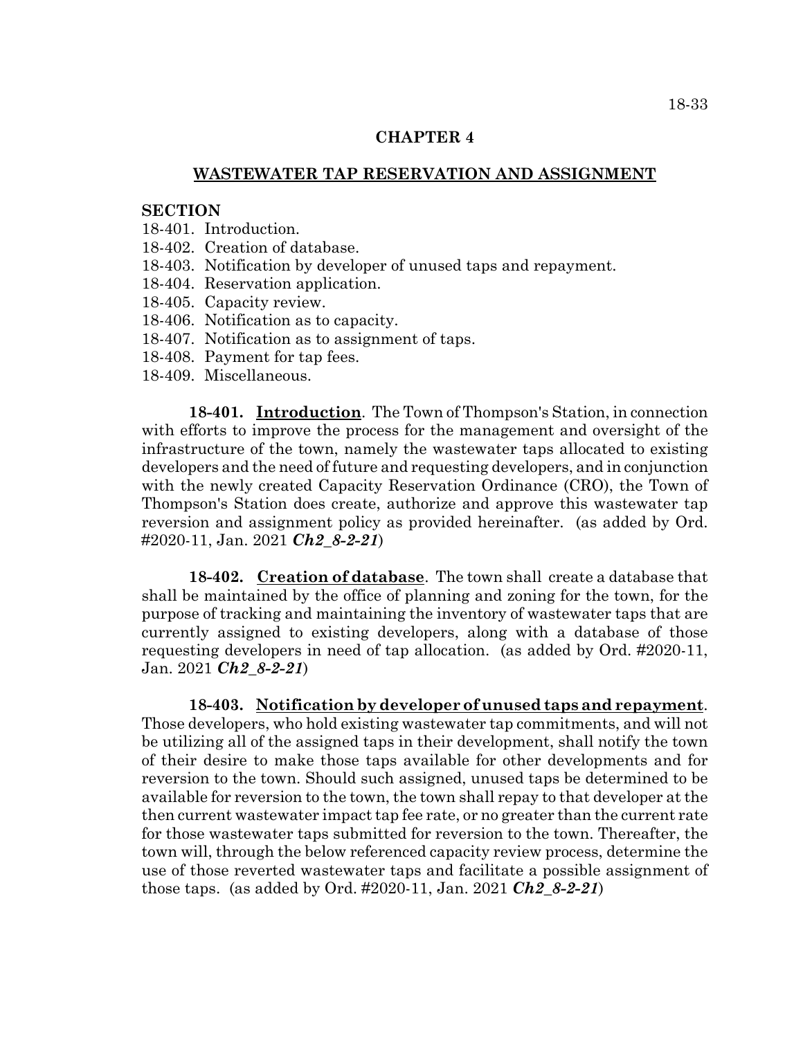## CHAPTER 4

## WASTEWATER TAP RESERVATION AND ASSIGNMENT

**SECTION**

18-401. Introduction.
18-402. Creation of database.
18-403. Notification by developer of unused taps and repayment.
18-404. Reservation application.
18-405. Capacity review.
18-406. Notification as to capacity.
18-407. Notification as to assignment of taps.
18-408. Payment for tap fees.
18-409. Miscellaneous.

**18-401. Introduction**. The Town of Thompson's Station, in connection with efforts to improve the process for the management and oversight of the infrastructure of the town, namely the wastewater taps allocated to existing developers and the need of future and requesting developers, and in conjunction with the newly created Capacity Reservation Ordinance (CRO), the Town of Thompson's Station does create, authorize and approve this wastewater tap reversion and assignment policy as provided hereinafter. (as added by Ord. #2020-11, Jan. 2021 ***Ch2_8-2-21***)

**18-402. Creation of database**. The town shall create a database that shall be maintained by the office of planning and zoning for the town, for the purpose of tracking and maintaining the inventory of wastewater taps that are currently assigned to existing developers, along with a database of those requesting developers in need of tap allocation. (as added by Ord. #2020-11, Jan. 2021 ***Ch2_8-2-21***)

**18-403. Notification by developer of unused taps and repayment**. Those developers, who hold existing wastewater tap commitments, and will not be utilizing all of the assigned taps in their development, shall notify the town of their desire to make those taps available for other developments and for reversion to the town. Should such assigned, unused taps be determined to be available for reversion to the town, the town shall repay to that developer at the then current wastewater impact tap fee rate, or no greater than the current rate for those wastewater taps submitted for reversion to the town. Thereafter, the town will, through the below referenced capacity review process, determine the use of those reverted wastewater taps and facilitate a possible assignment of those taps. (as added by Ord. #2020-11, Jan. 2021 ***Ch2_8-2-21***)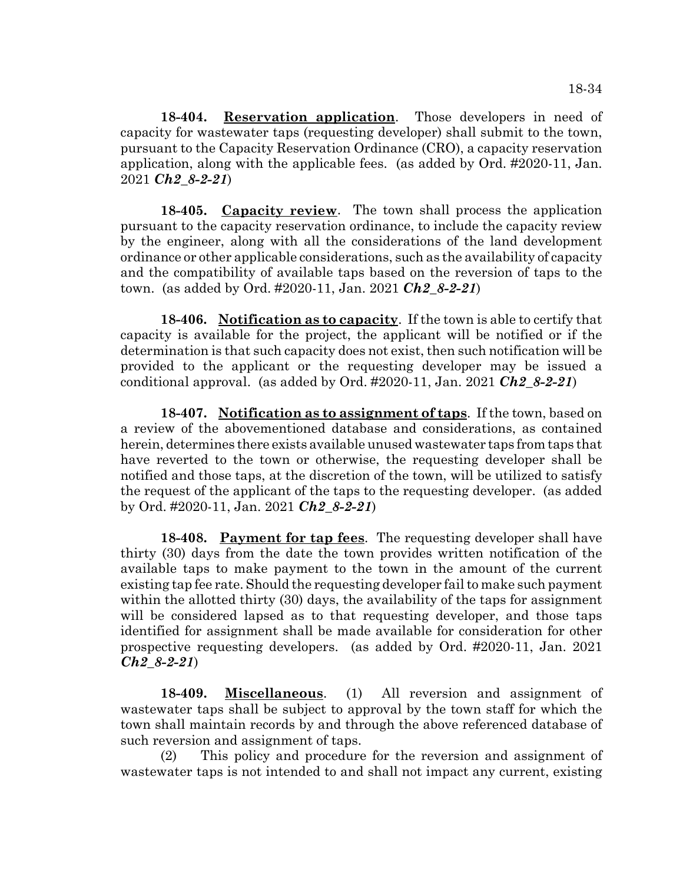**18-404. Reservation application**. Those developers in need of capacity for wastewater taps (requesting developer) shall submit to the town, pursuant to the Capacity Reservation Ordinance (CRO), a capacity reservation application, along with the applicable fees. (as added by Ord. #2020-11, Jan. 2021 ***Ch2_8-2-21***)

**18-405. Capacity review**. The town shall process the application pursuant to the capacity reservation ordinance, to include the capacity review by the engineer, along with all the considerations of the land development ordinance or other applicable considerations, such as the availability of capacity and the compatibility of available taps based on the reversion of taps to the town. (as added by Ord. #2020-11, Jan. 2021 ***Ch2_8-2-21***)

**18-406. Notification as to capacity**. If the town is able to certify that capacity is available for the project, the applicant will be notified or if the determination is that such capacity does not exist, then such notification will be provided to the applicant or the requesting developer may be issued a conditional approval. (as added by Ord. #2020-11, Jan. 2021 ***Ch2_8-2-21***)

**18-407. Notification as to assignment of taps**. If the town, based on a review of the abovementioned database and considerations, as contained herein, determines there exists available unused wastewater taps from taps that have reverted to the town or otherwise, the requesting developer shall be notified and those taps, at the discretion of the town, will be utilized to satisfy the request of the applicant of the taps to the requesting developer. (as added by Ord. #2020-11, Jan. 2021 ***Ch2_8-2-21***)

**18-408. Payment for tap fees**. The requesting developer shall have thirty (30) days from the date the town provides written notification of the available taps to make payment to the town in the amount of the current existing tap fee rate. Should the requesting developer fail to make such payment within the allotted thirty (30) days, the availability of the taps for assignment will be considered lapsed as to that requesting developer, and those taps identified for assignment shall be made available for consideration for other prospective requesting developers. (as added by Ord. #2020-11, Jan. 2021 ***Ch2_8-2-21***)

**18-409. Miscellaneous**. (1) All reversion and assignment of wastewater taps shall be subject to approval by the town staff for which the town shall maintain records by and through the above referenced database of such reversion and assignment of taps.

(2) This policy and procedure for the reversion and assignment of wastewater taps is not intended to and shall not impact any current, existing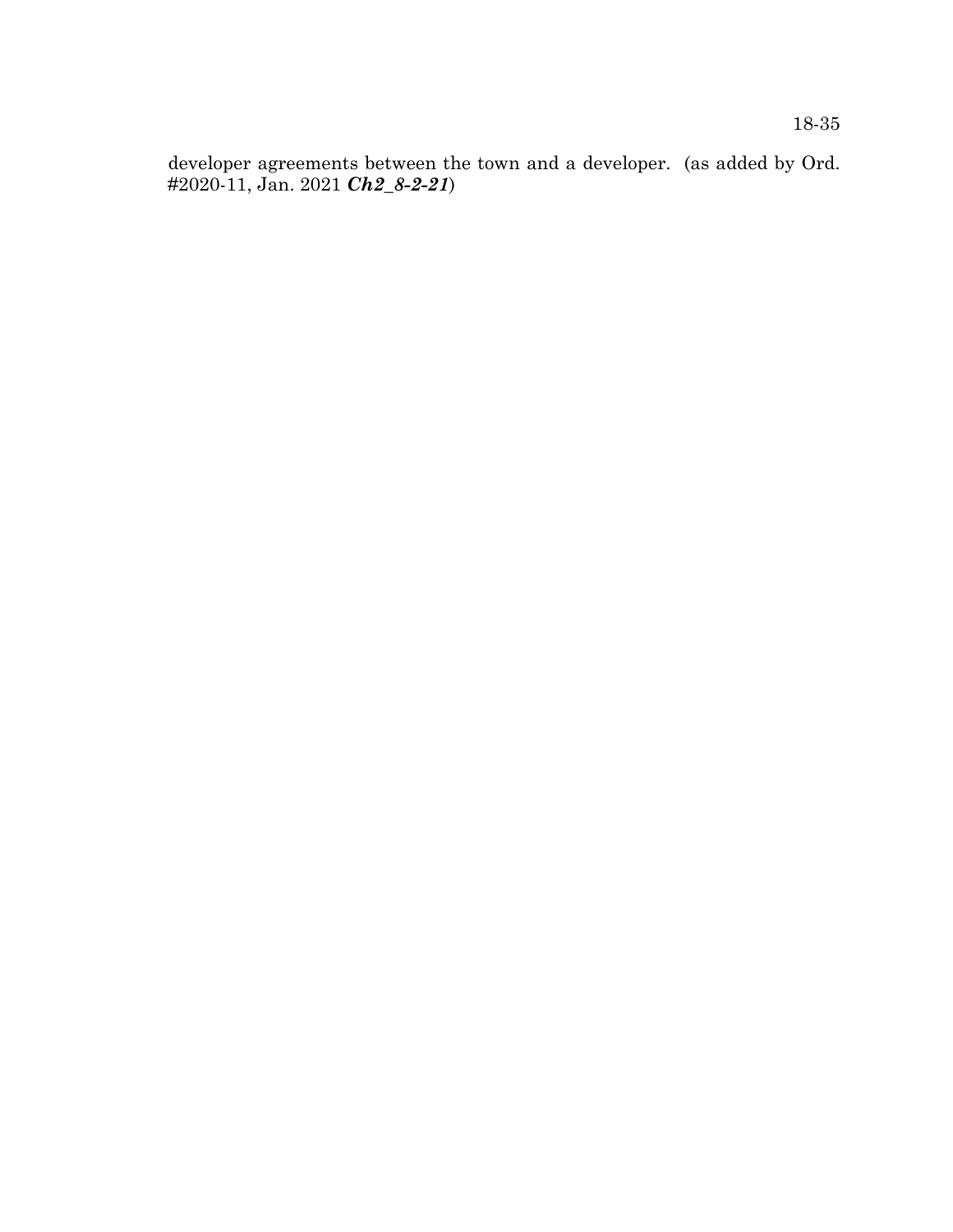developer agreements between the town and a developer. (as added by Ord. #2020-11, Jan. 2021 ***Ch2_8-2-21***)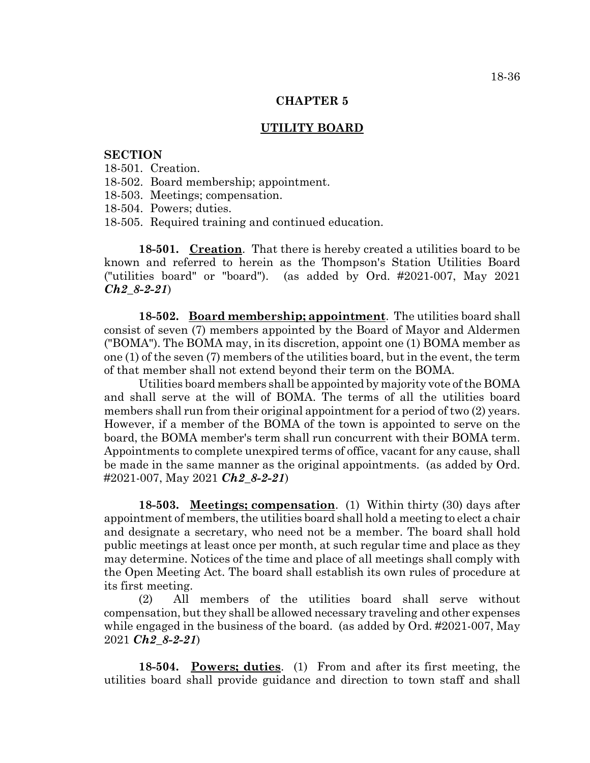## CHAPTER 5

## UTILITY BOARD

**SECTION**

18-501. Creation.
18-502. Board membership; appointment.
18-503. Meetings; compensation.
18-504. Powers; duties.
18-505. Required training and continued education.

**18-501. Creation**. That there is hereby created a utilities board to be known and referred to herein as the Thompson's Station Utilities Board ("utilities board" or "board"). (as added by Ord. #2021-007, May 2021 ***Ch2_8-2-21***)

**18-502. Board membership; appointment**. The utilities board shall consist of seven (7) members appointed by the Board of Mayor and Aldermen ("BOMA"). The BOMA may, in its discretion, appoint one (1) BOMA member as one (1) of the seven (7) members of the utilities board, but in the event, the term of that member shall not extend beyond their term on the BOMA.

Utilities board members shall be appointed by majority vote of the BOMA and shall serve at the will of BOMA. The terms of all the utilities board members shall run from their original appointment for a period of two (2) years. However, if a member of the BOMA of the town is appointed to serve on the board, the BOMA member's term shall run concurrent with their BOMA term. Appointments to complete unexpired terms of office, vacant for any cause, shall be made in the same manner as the original appointments. (as added by Ord. #2021-007, May 2021 ***Ch2_8-2-21***)

**18-503. Meetings; compensation**. (1) Within thirty (30) days after appointment of members, the utilities board shall hold a meeting to elect a chair and designate a secretary, who need not be a member. The board shall hold public meetings at least once per month, at such regular time and place as they may determine. Notices of the time and place of all meetings shall comply with the Open Meeting Act. The board shall establish its own rules of procedure at its first meeting.

(2) All members of the utilities board shall serve without compensation, but they shall be allowed necessary traveling and other expenses while engaged in the business of the board. (as added by Ord. #2021-007, May 2021 ***Ch2_8-2-21***)

**18-504. Powers; duties**. (1) From and after its first meeting, the utilities board shall provide guidance and direction to town staff and shall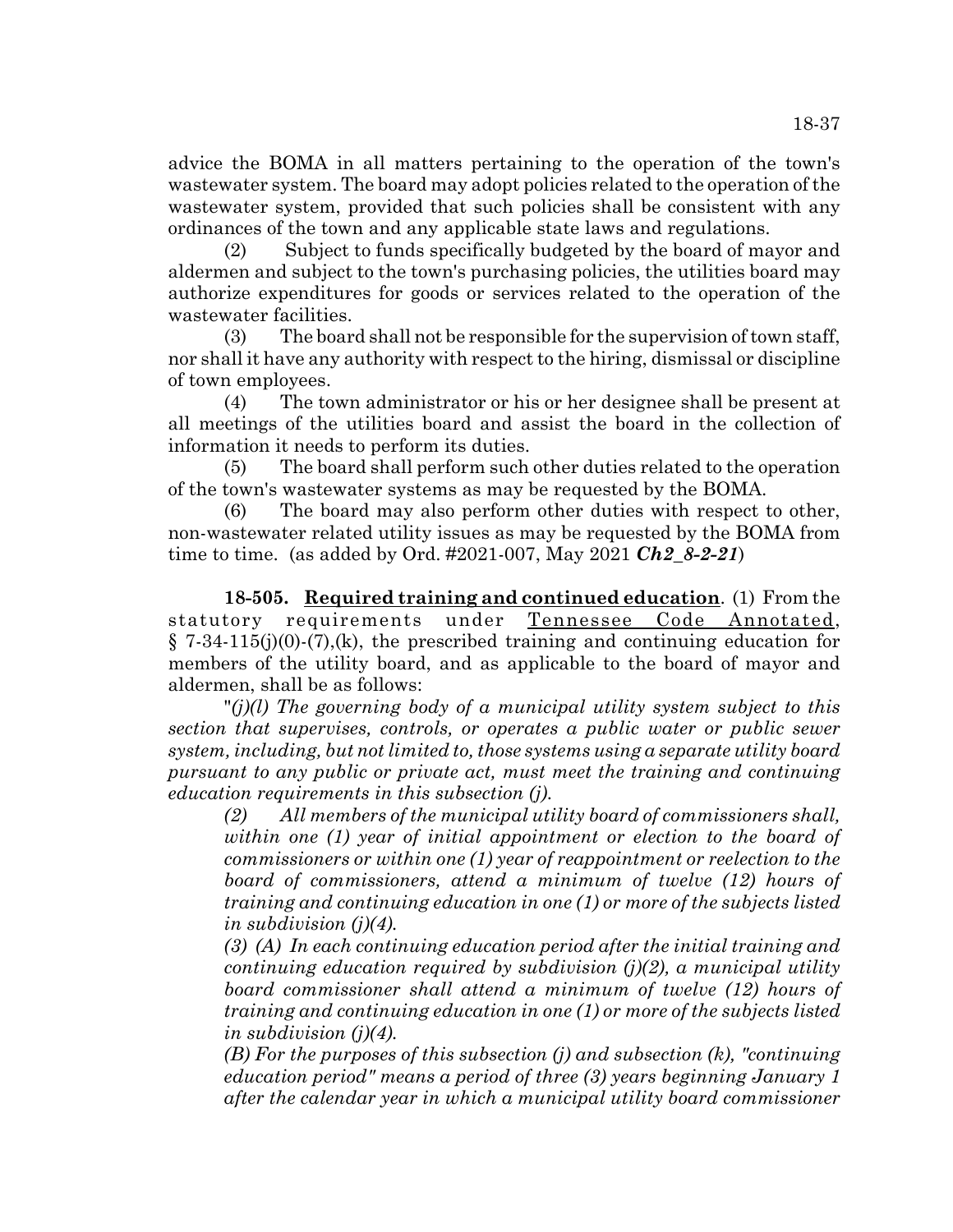advice the BOMA in all matters pertaining to the operation of the town's wastewater system. The board may adopt policies related to the operation of the wastewater system, provided that such policies shall be consistent with any ordinances of the town and any applicable state laws and regulations.

(2) Subject to funds specifically budgeted by the board of mayor and aldermen and subject to the town's purchasing policies, the utilities board may authorize expenditures for goods or services related to the operation of the wastewater facilities.

(3) The board shall not be responsible for the supervision of town staff, nor shall it have any authority with respect to the hiring, dismissal or discipline of town employees.

(4) The town administrator or his or her designee shall be present at all meetings of the utilities board and assist the board in the collection of information it needs to perform its duties.

(5) The board shall perform such other duties related to the operation of the town's wastewater systems as may be requested by the BOMA.

(6) The board may also perform other duties with respect to other, non-wastewater related utility issues as may be requested by the BOMA from time to time. (as added by Ord. #2021-007, May 2021 ***Ch2_8-2-21***)

**18-505. Required training and continued education**. (1) From the statutory requirements under Tennessee Code Annotated, § 7-34-115(j)(0)-(7),(k), the prescribed training and continuing education for members of the utility board, and as applicable to the board of mayor and aldermen, shall be as follows:

"*(j)(l) The governing body of a municipal utility system subject to this section that supervises, controls, or operates a public water or public sewer system, including, but not limited to, those systems using a separate utility board pursuant to any public or private act, must meet the training and continuing education requirements in this subsection (j).*

*(2) All members of the municipal utility board of commissioners shall, within one (1) year of initial appointment or election to the board of commissioners or within one (1) year of reappointment or reelection to the board of commissioners, attend a minimum of twelve (12) hours of training and continuing education in one (1) or more of the subjects listed in subdivision (j)(4).*

*(3) (A) In each continuing education period after the initial training and continuing education required by subdivision (j)(2), a municipal utility board commissioner shall attend a minimum of twelve (12) hours of training and continuing education in one (1) or more of the subjects listed in subdivision (j)(4).*

*(B) For the purposes of this subsection (j) and subsection (k), "continuing education period" means a period of three (3) years beginning January 1 after the calendar year in which a municipal utility board commissioner*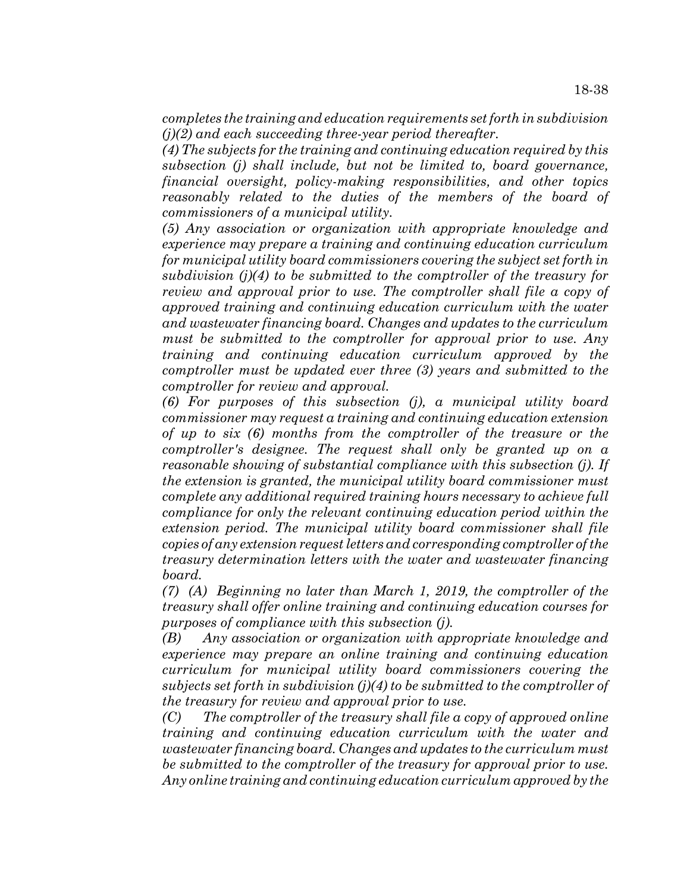*completes the training and education requirements set forth in subdivision (j)(2) and each succeeding three-year period thereafter.*

*(4) The subjects for the training and continuing education required by this subsection (j) shall include, but not be limited to, board governance, financial oversight, policy-making responsibilities, and other topics reasonably related to the duties of the members of the board of commissioners of a municipal utility.*

*(5) Any association or organization with appropriate knowledge and experience may prepare a training and continuing education curriculum for municipal utility board commissioners covering the subject set forth in subdivision (j)(4) to be submitted to the comptroller of the treasury for review and approval prior to use. The comptroller shall file a copy of approved training and continuing education curriculum with the water and wastewater financing board. Changes and updates to the curriculum must be submitted to the comptroller for approval prior to use. Any training and continuing education curriculum approved by the comptroller must be updated ever three (3) years and submitted to the comptroller for review and approval.*

*(6) For purposes of this subsection (j), a municipal utility board commissioner may request a training and continuing education extension of up to six (6) months from the comptroller of the treasure or the comptroller's designee. The request shall only be granted up on a reasonable showing of substantial compliance with this subsection (j). If the extension is granted, the municipal utility board commissioner must complete any additional required training hours necessary to achieve full compliance for only the relevant continuing education period within the extension period. The municipal utility board commissioner shall file copies of any extension request letters and corresponding comptroller of the treasury determination letters with the water and wastewater financing board.*

*(7) (A) Beginning no later than March 1, 2019, the comptroller of the treasury shall offer online training and continuing education courses for purposes of compliance with this subsection (j).*

*(B) Any association or organization with appropriate knowledge and experience may prepare an online training and continuing education curriculum for municipal utility board commissioners covering the subjects set forth in subdivision (j)(4) to be submitted to the comptroller of the treasury for review and approval prior to use.*

*(C) The comptroller of the treasury shall file a copy of approved online training and continuing education curriculum with the water and wastewater financing board. Changes and updates to the curriculum must be submitted to the comptroller of the treasury for approval prior to use. Any online training and continuing education curriculum approved by the*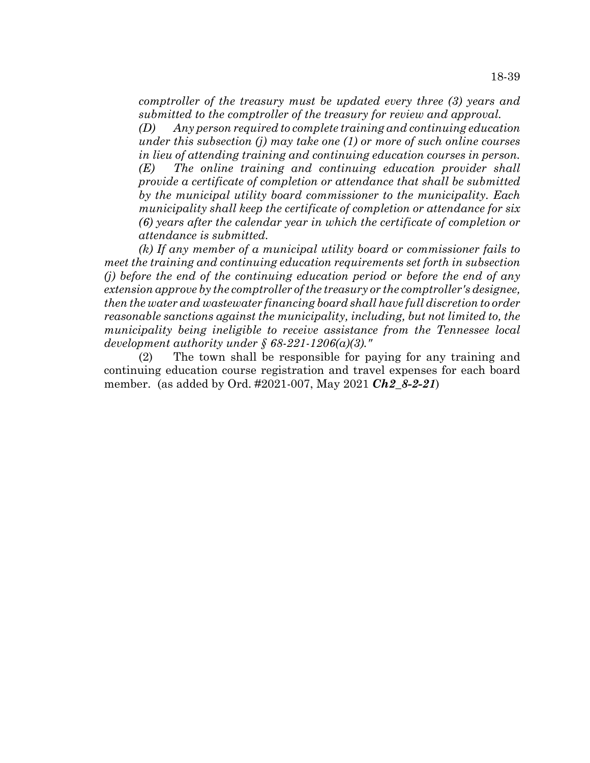*comptroller of the treasury must be updated every three (3) years and submitted to the comptroller of the treasury for review and approval.*

*(D) Any person required to complete training and continuing education under this subsection (j) may take one (1) or more of such online courses in lieu of attending training and continuing education courses in person.*

*(E) The online training and continuing education provider shall provide a certificate of completion or attendance that shall be submitted by the municipal utility board commissioner to the municipality. Each municipality shall keep the certificate of completion or attendance for six (6) years after the calendar year in which the certificate of completion or attendance is submitted.*

*(k) If any member of a municipal utility board or commissioner fails to meet the training and continuing education requirements set forth in subsection (j) before the end of the continuing education period or before the end of any extension approve by the comptroller of the treasury or the comptroller's designee, then the water and wastewater financing board shall have full discretion to order reasonable sanctions against the municipality, including, but not limited to, the municipality being ineligible to receive assistance from the Tennessee local development authority under § 68-221-1206(a)(3)."*

(2) The town shall be responsible for paying for any training and continuing education course registration and travel expenses for each board member. (as added by Ord. #2021-007, May 2021 ***Ch2_8-2-21***)